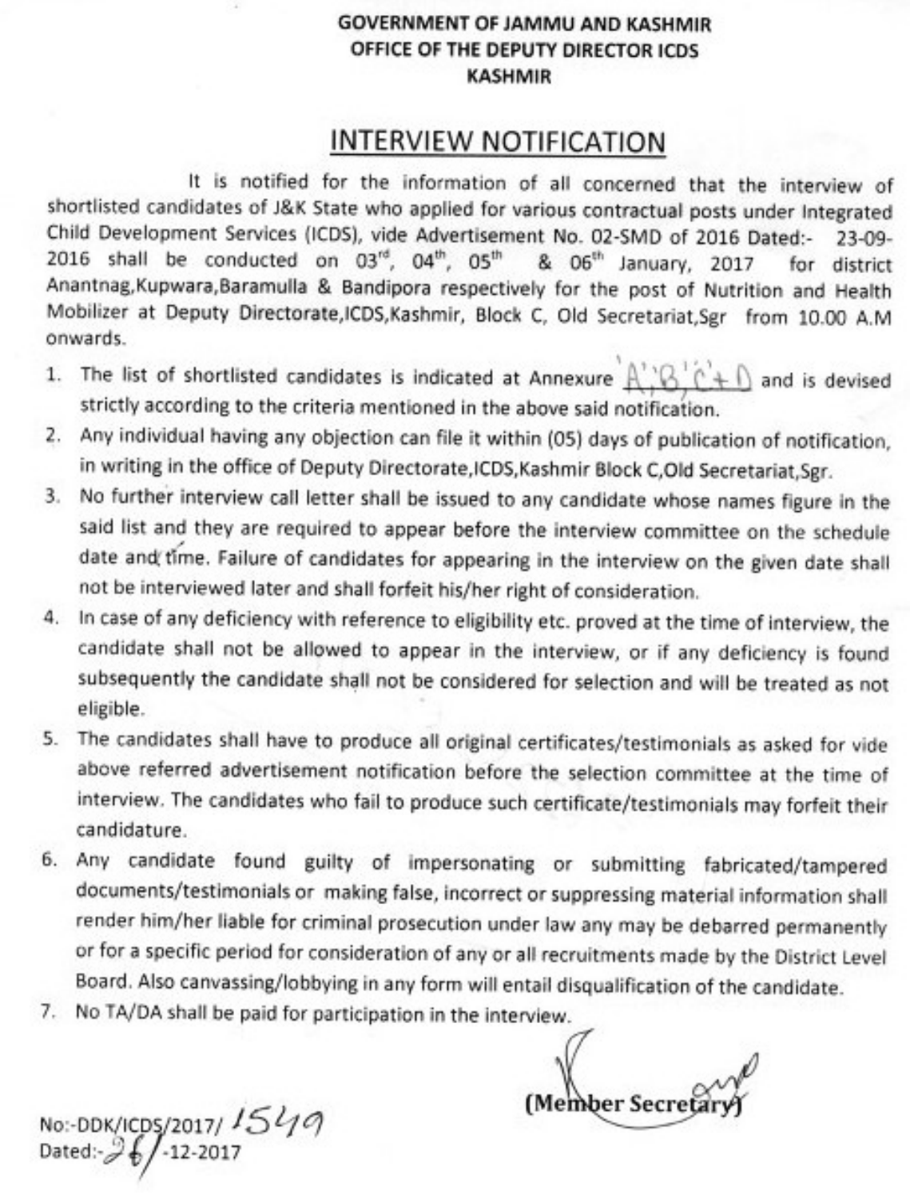**GOVERNMENT OF JAMMU AND KASHMIR**
**OFFICE OF THE DEPUTY DIRECTOR ICDS**
**KASHMIR**

# INTERVIEW NOTIFICATION

It is notified for the information of all concerned that the interview of shortlisted candidates of J&K State who applied for various contractual posts under Integrated Child Development Services (ICDS), vide Advertisement No. 02-SMD of 2016 Dated:- 23-09-2016 shall be conducted on 03rd, 04th, 05th & 06th January, 2017 for district Anantnag,Kupwara,Baramulla & Bandipora respectively for the post of Nutrition and Health Mobilizer at Deputy Directorate,ICDS,Kashmir, Block C, Old Secretariat,Sgr from 10.00 A.M onwards.

1. The list of shortlisted candidates is indicated at Annexure A','B','C'+D and is devised strictly according to the criteria mentioned in the above said notification.
2. Any individual having any objection can file it within (05) days of publication of notification, in writing in the office of Deputy Directorate,ICDS,Kashmir Block C,Old Secretariat,Sgr.
3. No further interview call letter shall be issued to any candidate whose names figure in the said list and they are required to appear before the interview committee on the schedule date and time. Failure of candidates for appearing in the interview on the given date shall not be interviewed later and shall forfeit his/her right of consideration.
4. In case of any deficiency with reference to eligibility etc. proved at the time of interview, the candidate shall not be allowed to appear in the interview, or if any deficiency is found subsequently the candidate shall not be considered for selection and will be treated as not eligible.
5. The candidates shall have to produce all original certificates/testimonials as asked for vide above referred advertisement notification before the selection committee at the time of interview. The candidates who fail to produce such certificate/testimonials may forfeit their candidature.
6. Any candidate found guilty of impersonating or submitting fabricated/tampered documents/testimonials or making false, incorrect or suppressing material information shall render him/her liable for criminal prosecution under law any may be debarred permanently or for a specific period for consideration of any or all recruitments made by the District Level Board. Also canvassing/lobbying in any form will entail disqualification of the candidate.
7. No TA/DA shall be paid for participation in the interview.

(Member Secretary)

No:-DDK/ICDS/2017/ 1549
Dated:-26/-12-2017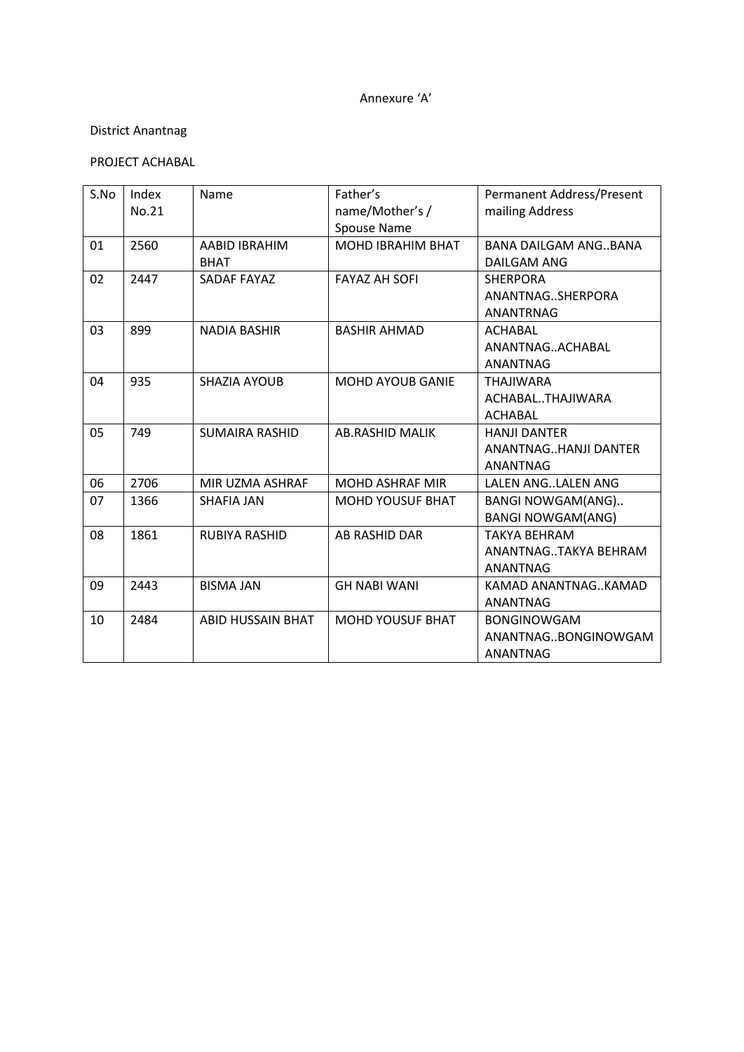Annexure 'A'

District Anantnag

PROJECT ACHABAL

| S.No | Index No.21 | Name | Father's name/Mother's / Spouse Name | Permanent Address/Present mailing Address |
|---|---|---|---|---|
| 01 | 2560 | AABID IBRAHIM BHAT | MOHD IBRAHIM BHAT | BANA DAILGAM ANG..BANA DAILGAM ANG |
| 02 | 2447 | SADAF FAYAZ | FAYAZ AH SOFI | SHERPORA ANANTNAG..SHERPORA ANANTRNAG |
| 03 | 899 | NADIA BASHIR | BASHIR AHMAD | ACHABAL ANANTNAG..ACHABAL ANANTNAG |
| 04 | 935 | SHAZIA AYOUB | MOHD AYOUB GANIE | THAJIWARA ACHABAL..THAJIWARA ACHABAL |
| 05 | 749 | SUMAIRA RASHID | AB.RASHID MALIK | HANJI DANTER ANANTNAG..HANJI DANTER ANANTNAG |
| 06 | 2706 | MIR UZMA ASHRAF | MOHD ASHRAF MIR | LALEN ANG..LALEN ANG |
| 07 | 1366 | SHAFIA JAN | MOHD YOUSUF BHAT | BANGI NOWGAM(ANG).. BANGI NOWGAM(ANG) |
| 08 | 1861 | RUBIYA RASHID | AB RASHID DAR | TAKYA BEHRAM ANANTNAG..TAKYA BEHRAM ANANTNAG |
| 09 | 2443 | BISMA JAN | GH NABI WANI | KAMAD ANANTNAG..KAMAD ANANTNAG |
| 10 | 2484 | ABID HUSSAIN BHAT | MOHD YOUSUF BHAT | BONGINOWGAM ANANTNAG..BONGINOWGAM ANANTNAG |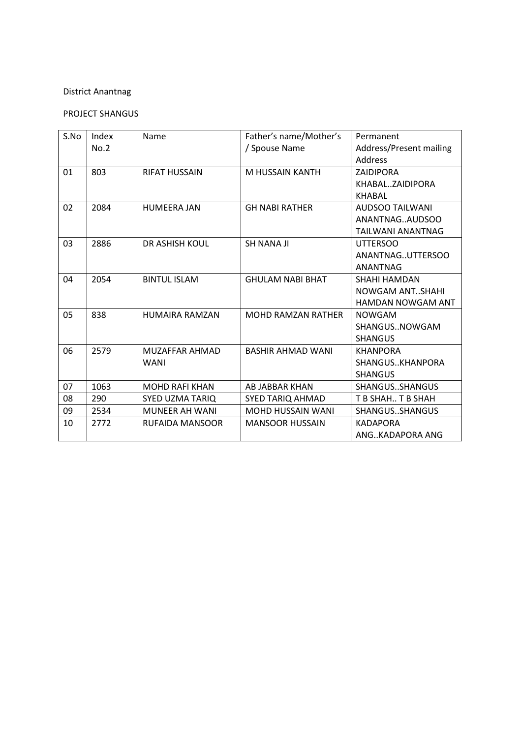District Anantnag

PROJECT SHANGUS

| S.No | Index No.2 | Name | Father's name/Mother's / Spouse Name | Permanent Address/Present mailing Address |
|---|---|---|---|---|
| 01 | 803 | RIFAT HUSSAIN | M HUSSAIN KANTH | ZAIDIPORA KHABAL..ZAIDIPORA KHABAL |
| 02 | 2084 | HUMEERA JAN | GH NABI RATHER | AUDSOO TAILWANI ANANTNAG..AUDSOO TAILWANI ANANTNAG |
| 03 | 2886 | DR ASHISH KOUL | SH NANA JI | UTTERSOO ANANTNAG..UTTERSOO ANANTNAG |
| 04 | 2054 | BINTUL ISLAM | GHULAM NABI BHAT | SHAHI HAMDAN NOWGAM ANT..SHAHI HAMDAN NOWGAM ANT |
| 05 | 838 | HUMAIRA RAMZAN | MOHD RAMZAN RATHER | NOWGAM SHANGUS..NOWGAM SHANGUS |
| 06 | 2579 | MUZAFFAR AHMAD WANI | BASHIR AHMAD WANI | KHANPORA SHANGUS..KHANPORA SHANGUS |
| 07 | 1063 | MOHD RAFI KHAN | AB JABBAR KHAN | SHANGUS..SHANGUS |
| 08 | 290 | SYED UZMA TARIQ | SYED TARIQ AHMAD | T B SHAH.. T B SHAH |
| 09 | 2534 | MUNEER AH WANI | MOHD HUSSAIN WANI | SHANGUS..SHANGUS |
| 10 | 2772 | RUFAIDA MANSOOR | MANSOOR HUSSAIN | KADAPORA ANG..KADAPORA ANG |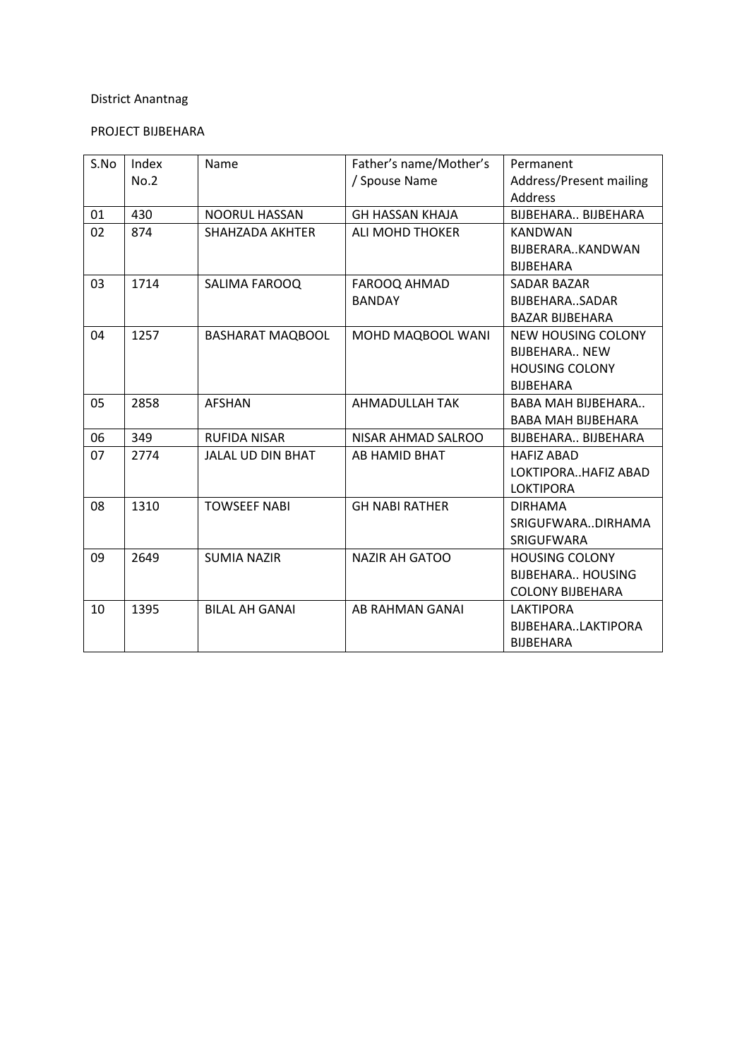District Anantnag

PROJECT BIJBEHARA

| S.No | Index No.2 | Name | Father's name/Mother's / Spouse Name | Permanent Address/Present mailing Address |
|---|---|---|---|---|
| 01 | 430 | NOORUL HASSAN | GH HASSAN KHAJA | BIJBEHARA.. BIJBEHARA |
| 02 | 874 | SHAHZADA AKHTER | ALI MOHD THOKER | KANDWAN BIJBERARA..KANDWAN BIJBEHARA |
| 03 | 1714 | SALIMA FAROOQ | FAROOQ AHMAD BANDAY | SADAR BAZAR BIJBEHARA..SADAR BAZAR BIJBEHARA |
| 04 | 1257 | BASHARAT MAQBOOL | MOHD MAQBOOL WANI | NEW HOUSING COLONY BIJBEHARA.. NEW HOUSING COLONY BIJBEHARA |
| 05 | 2858 | AFSHAN | AHMADULLAH TAK | BABA MAH BIJBEHARA.. BABA MAH BIJBEHARA |
| 06 | 349 | RUFIDA NISAR | NISAR AHMAD SALROO | BIJBEHARA.. BIJBEHARA |
| 07 | 2774 | JALAL UD DIN BHAT | AB HAMID BHAT | HAFIZ ABAD LOKTIPORA..HAFIZ ABAD LOKTIPORA |
| 08 | 1310 | TOWSEEF NABI | GH NABI RATHER | DIRHAMA SRIGUFWARA..DIRHAMA SRIGUFWARA |
| 09 | 2649 | SUMIA NAZIR | NAZIR AH GATOO | HOUSING COLONY BIJBEHARA.. HOUSING COLONY BIJBEHARA |
| 10 | 1395 | BILAL AH GANAI | AB RAHMAN GANAI | LAKTIPORA BIJBEHARA..LAKTIPORA BIJBEHARA |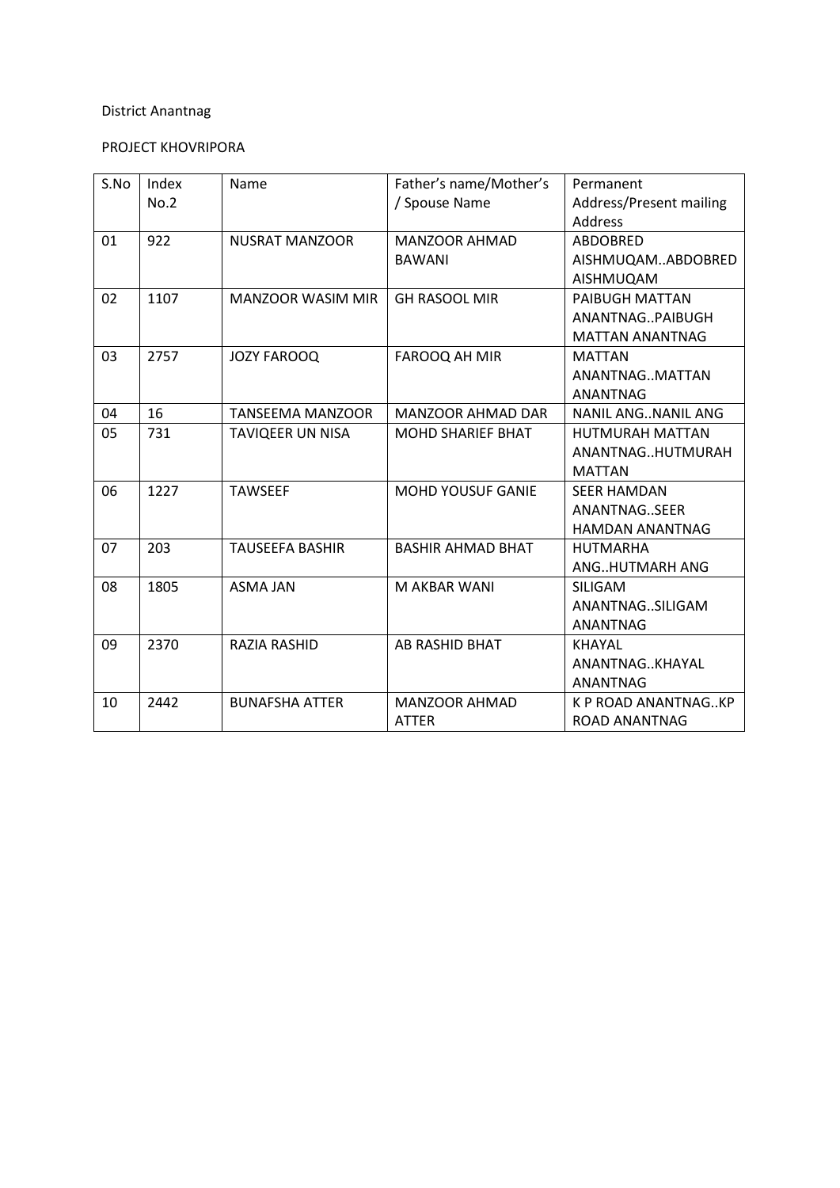District Anantnag

PROJECT KHOVRIPORA

| S.No | Index No.2 | Name | Father's name/Mother's / Spouse Name | Permanent Address/Present mailing Address |
|---|---|---|---|---|
| 01 | 922 | NUSRAT MANZOOR | MANZOOR AHMAD BAWANI | ABDOBRED AISHMUQAM..ABDOBRED AISHMUQAM |
| 02 | 1107 | MANZOOR WASIM MIR | GH RASOOL MIR | PAIBUGH MATTAN ANANTNAG..PAIBUGH MATTAN ANANTNAG |
| 03 | 2757 | JOZY FAROOQ | FAROOQ AH MIR | MATTAN ANANTNAG..MATTAN ANANTNAG |
| 04 | 16 | TANSEEMA MANZOOR | MANZOOR AHMAD DAR | NANIL ANG..NANIL ANG |
| 05 | 731 | TAVIQEER UN NISA | MOHD SHARIEF BHAT | HUTMURAH MATTAN ANANTNAG..HUTMURAH MATTAN |
| 06 | 1227 | TAWSEEF | MOHD YOUSUF GANIE | SEER HAMDAN ANANTNAG..SEER HAMDAN ANANTNAG |
| 07 | 203 | TAUSEEFA BASHIR | BASHIR AHMAD BHAT | HUTMARHA ANG..HUTMARH ANG |
| 08 | 1805 | ASMA JAN | M AKBAR WANI | SILIGAM ANANTNAG..SILIGAM ANANTNAG |
| 09 | 2370 | RAZIA RASHID | AB RASHID BHAT | KHAYAL ANANTNAG..KHAYAL ANANTNAG |
| 10 | 2442 | BUNAFSHA ATTER | MANZOOR AHMAD ATTER | K P ROAD ANANTNAG..KP ROAD ANANTNAG |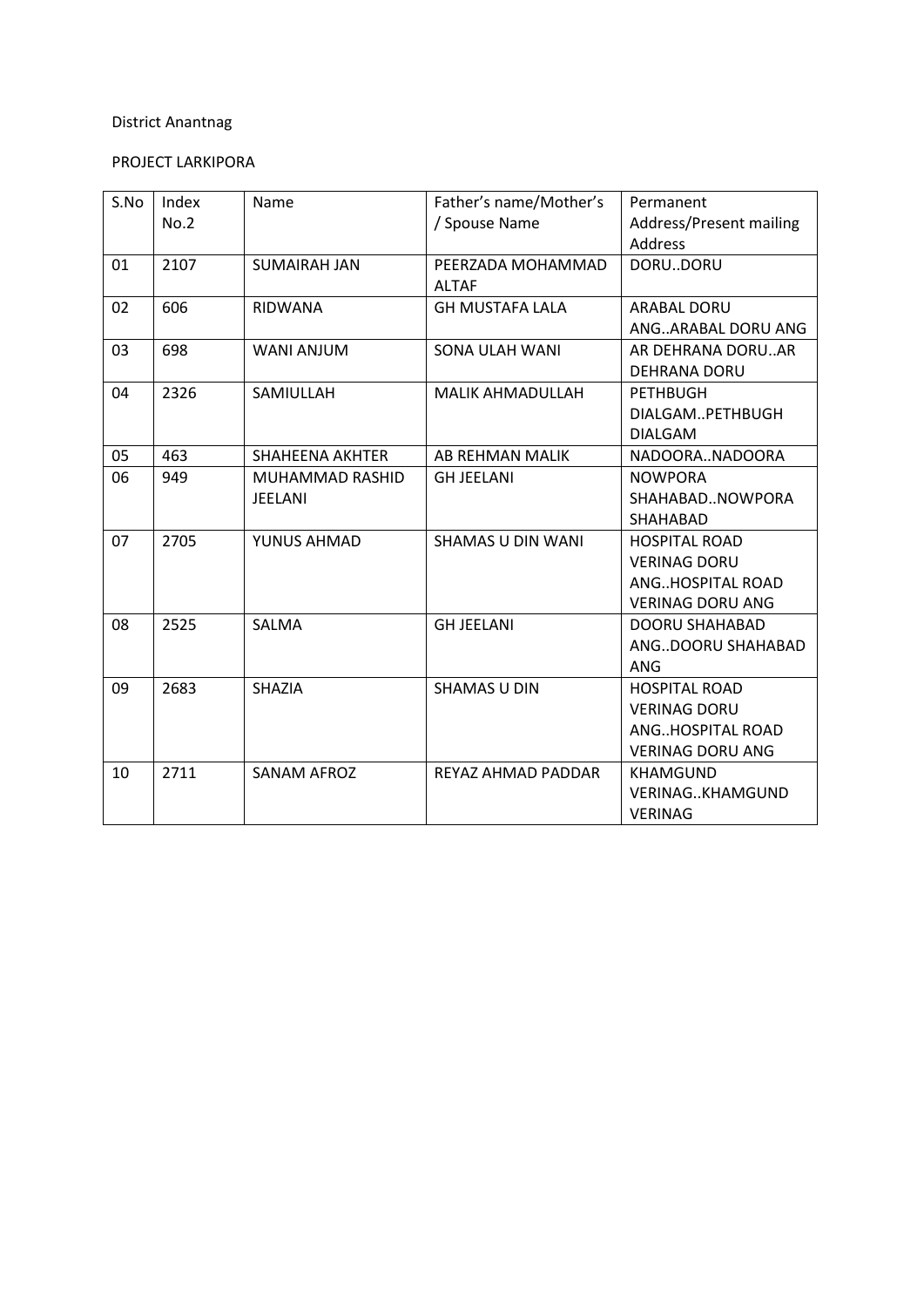District Anantnag

PROJECT LARKIPORA

| S.No | Index No.2 | Name | Father's name/Mother's / Spouse Name | Permanent Address/Present mailing Address |
|---|---|---|---|---|
| 01 | 2107 | SUMAIRAH JAN | PEERZADA MOHAMMAD ALTAF | DORU..DORU |
| 02 | 606 | RIDWANA | GH MUSTAFA LALA | ARABAL DORU ANG..ARABAL DORU ANG |
| 03 | 698 | WANI ANJUM | SONA ULAH WANI | AR DEHRANA DORU..AR DEHRANA DORU |
| 04 | 2326 | SAMIULLAH | MALIK AHMADULLAH | PETHBUGH DIALGAM..PETHBUGH DIALGAM |
| 05 | 463 | SHAHEENA AKHTER | AB REHMAN MALIK | NADOORA..NADOORA |
| 06 | 949 | MUHAMMAD RASHID JEELANI | GH JEELANI | NOWPORA SHAHABAD..NOWPORA SHAHABAD |
| 07 | 2705 | YUNUS AHMAD | SHAMAS U DIN WANI | HOSPITAL ROAD VERINAG DORU ANG..HOSPITAL ROAD VERINAG DORU ANG |
| 08 | 2525 | SALMA | GH JEELANI | DOORU SHAHABAD ANG..DOORU SHAHABAD ANG |
| 09 | 2683 | SHAZIA | SHAMAS U DIN | HOSPITAL ROAD VERINAG DORU ANG..HOSPITAL ROAD VERINAG DORU ANG |
| 10 | 2711 | SANAM AFROZ | REYAZ AHMAD PADDAR | KHAMGUND VERINAG..KHAMGUND VERINAG |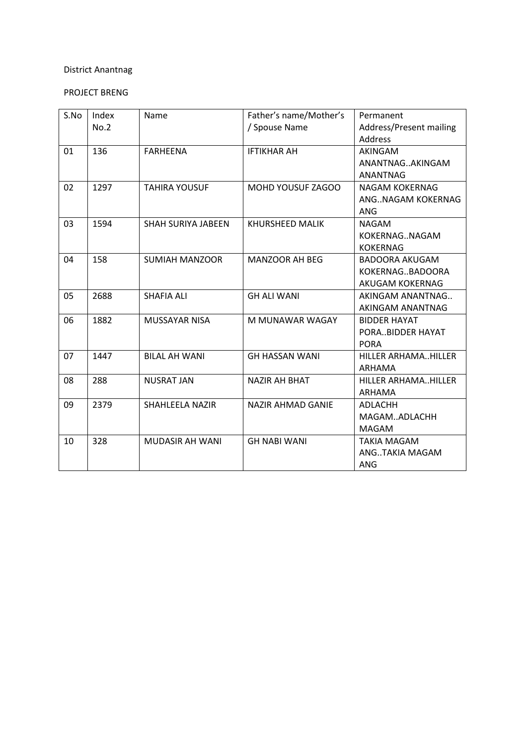District Anantnag

PROJECT BRENG

| S.No | Index No.2 | Name | Father's name/Mother's / Spouse Name | Permanent Address/Present mailing Address |
|---|---|---|---|---|
| 01 | 136 | FARHEENA | IFTIKHAR AH | AKINGAM ANANTNAG..AKINGAM ANANTNAG |
| 02 | 1297 | TAHIRA YOUSUF | MOHD YOUSUF ZAGOO | NAGAM KOKERNAG ANG..NAGAM KOKERNAG ANG |
| 03 | 1594 | SHAH SURIYA JABEEN | KHURSHEED MALIK | NAGAM KOKERNAG..NAGAM KOKERNAG |
| 04 | 158 | SUMIAH MANZOOR | MANZOOR AH BEG | BADOORA AKUGAM KOKERNAG..BADOORA AKUGAM KOKERNAG |
| 05 | 2688 | SHAFIA ALI | GH ALI WANI | AKINGAM ANANTNAG.. AKINGAM ANANTNAG |
| 06 | 1882 | MUSSAYAR NISA | M MUNAWAR WAGAY | BIDDER HAYAT PORA..BIDDER HAYAT PORA |
| 07 | 1447 | BILAL AH WANI | GH HASSAN WANI | HILLER ARHAMA..HILLER ARHAMA |
| 08 | 288 | NUSRAT JAN | NAZIR AH BHAT | HILLER ARHAMA..HILLER ARHAMA |
| 09 | 2379 | SHAHLEELA NAZIR | NAZIR AHMAD GANIE | ADLACHH MAGAM..ADLACHH MAGAM |
| 10 | 328 | MUDASIR AH WANI | GH NABI WANI | TAKIA MAGAM ANG..TAKIA MAGAM ANG |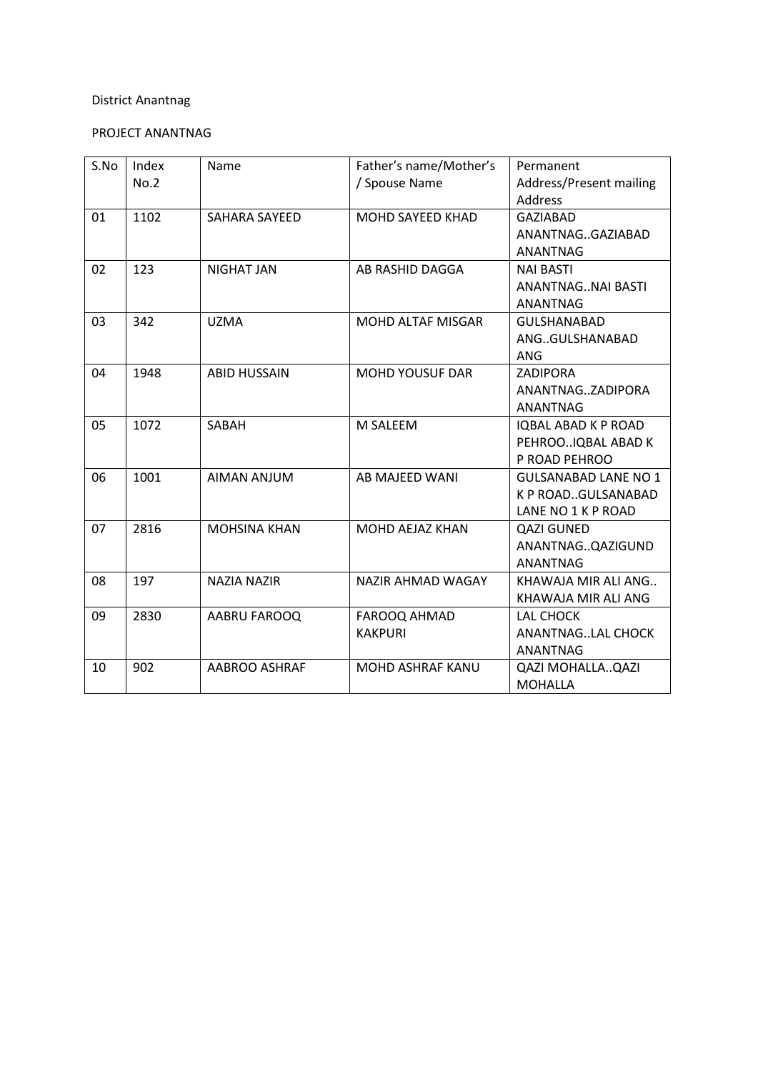District Anantnag

PROJECT ANANTNAG

| S.No | Index No.2 | Name | Father's name/Mother's / Spouse Name | Permanent Address/Present mailing Address |
|---|---|---|---|---|
| 01 | 1102 | SAHARA SAYEED | MOHD SAYEED KHAD | GAZIABAD ANANTNAG..GAZIABAD ANANTNAG |
| 02 | 123 | NIGHAT JAN | AB RASHID DAGGA | NAI BASTI ANANTNAG..NAI BASTI ANANTNAG |
| 03 | 342 | UZMA | MOHD ALTAF MISGAR | GULSHANABAD ANG..GULSHANABAD ANG |
| 04 | 1948 | ABID HUSSAIN | MOHD YOUSUF DAR | ZADIPORA ANANTNAG..ZADIPORA ANANTNAG |
| 05 | 1072 | SABAH | M SALEEM | IQBAL ABAD K P ROAD PEHROO..IQBAL ABAD K P ROAD PEHROO |
| 06 | 1001 | AIMAN ANJUM | AB MAJEED WANI | GULSANABAD LANE NO 1 K P ROAD..GULSANABAD LANE NO 1 K P ROAD |
| 07 | 2816 | MOHSINA KHAN | MOHD AEJAZ KHAN | QAZI GUNED ANANTNAG..QAZIGUND ANANTNAG |
| 08 | 197 | NAZIA NAZIR | NAZIR AHMAD WAGAY | KHAWAJA MIR ALI ANG.. KHAWAJA MIR ALI ANG |
| 09 | 2830 | AABRU FAROOQ | FAROOQ AHMAD KAKPURI | LAL CHOCK ANANTNAG..LAL CHOCK ANANTNAG |
| 10 | 902 | AABROO ASHRAF | MOHD ASHRAF KANU | QAZI MOHALLA..QAZI MOHALLA |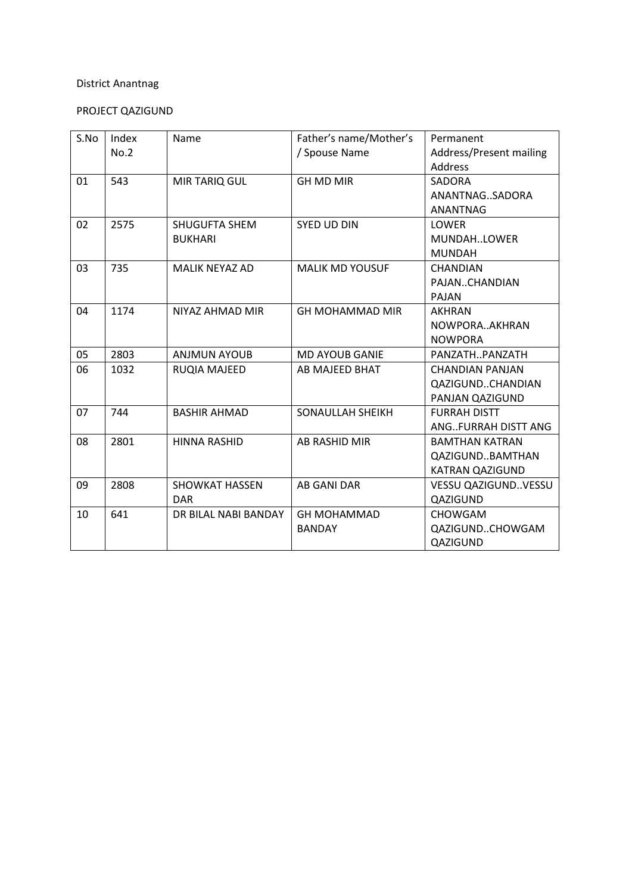District Anantnag

PROJECT QAZIGUND

| S.No | Index No.2 | Name | Father's name/Mother's / Spouse Name | Permanent Address/Present mailing Address |
|---|---|---|---|---|
| 01 | 543 | MIR TARIQ GUL | GH MD MIR | SADORA ANANTNAG..SADORA ANANTNAG |
| 02 | 2575 | SHUGUFTA SHEM BUKHARI | SYED UD DIN | LOWER MUNDAH..LOWER MUNDAH |
| 03 | 735 | MALIK NEYAZ AD | MALIK MD YOUSUF | CHANDIAN PAJAN..CHANDIAN PAJAN |
| 04 | 1174 | NIYAZ AHMAD MIR | GH MOHAMMAD MIR | AKHRAN NOWPORA..AKHRAN NOWPORA |
| 05 | 2803 | ANJMUN AYOUB | MD AYOUB GANIE | PANZATH..PANZATH |
| 06 | 1032 | RUQIA MAJEED | AB MAJEED BHAT | CHANDIAN PANJAN QAZIGUND..CHANDIAN PANJAN QAZIGUND |
| 07 | 744 | BASHIR AHMAD | SONAULLAH SHEIKH | FURRAH DISTT ANG..FURRAH DISTT ANG |
| 08 | 2801 | HINNA RASHID | AB RASHID MIR | BAMTHAN KATRAN QAZIGUND..BAMTHAN KATRAN QAZIGUND |
| 09 | 2808 | SHOWKAT HASSEN DAR | AB GANI DAR | VESSU QAZIGUND..VESSU QAZIGUND |
| 10 | 641 | DR BILAL NABI BANDAY | GH MOHAMMAD BANDAY | CHOWGAM QAZIGUND..CHOWGAM QAZIGUND |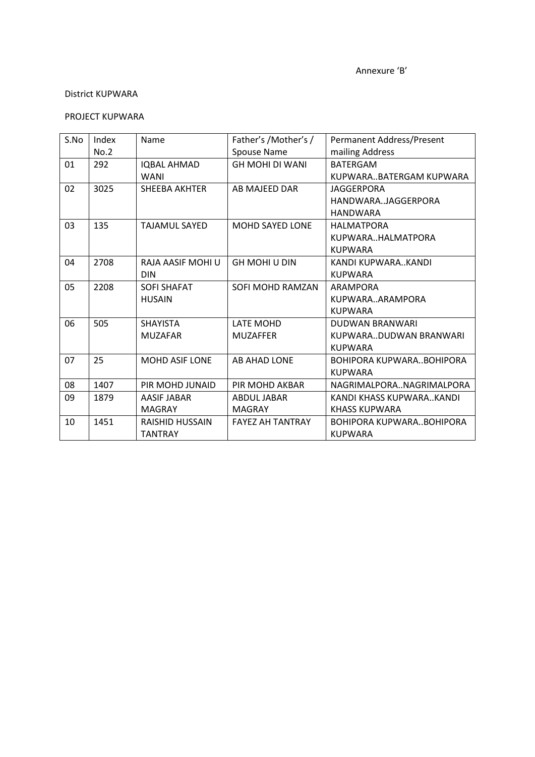Annexure 'B'

District KUPWARA

PROJECT KUPWARA

| S.No | Index No.2 | Name | Father's /Mother's / Spouse Name | Permanent Address/Present mailing Address |
|---|---|---|---|---|
| 01 | 292 | IQBAL AHMAD WANI | GH MOHI DI WANI | BATERGAM KUPWARA..BATERGAM KUPWARA |
| 02 | 3025 | SHEEBA AKHTER | AB MAJEED DAR | JAGGERPORA HANDWARA..JAGGERPORA HANDWARA |
| 03 | 135 | TAJAMUL SAYED | MOHD SAYED LONE | HALMATPORA KUPWARA..HALMATPORA KUPWARA |
| 04 | 2708 | RAJA AASIF MOHI U DIN | GH MOHI U DIN | KANDI KUPWARA..KANDI KUPWARA |
| 05 | 2208 | SOFI SHAFAT HUSAIN | SOFI MOHD RAMZAN | ARAMPORA KUPWARA..ARAMPORA KUPWARA |
| 06 | 505 | SHAYISTA MUZAFAR | LATE MOHD MUZAFFER | DUDWAN BRANWARI KUPWARA..DUDWAN BRANWARI KUPWARA |
| 07 | 25 | MOHD ASIF LONE | AB AHAD LONE | BOHIPORA KUPWARA..BOHIPORA KUPWARA |
| 08 | 1407 | PIR MOHD JUNAID | PIR MOHD AKBAR | NAGRIMALPORA..NAGRIMALPORA |
| 09 | 1879 | AASIF JABAR MAGRAY | ABDUL JABAR MAGRAY | KANDI KHASS KUPWARA..KANDI KHASS KUPWARA |
| 10 | 1451 | RAISHID HUSSAIN TANTRAY | FAYEZ AH TANTRAY | BOHIPORA KUPWARA..BOHIPORA KUPWARA |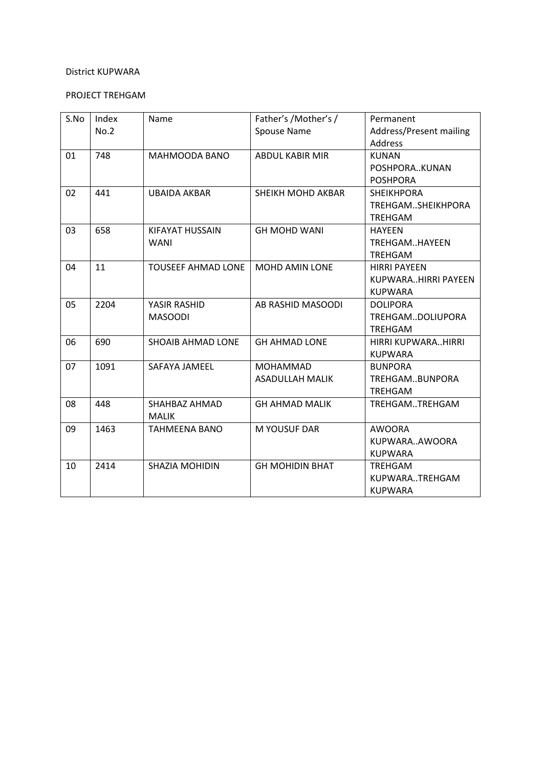District KUPWARA

PROJECT TREHGAM

| S.No | Index No.2 | Name | Father's /Mother's / Spouse Name | Permanent Address/Present mailing Address |
|---|---|---|---|---|
| 01 | 748 | MAHMOODA BANO | ABDUL KABIR MIR | KUNAN POSHPORA..KUNAN POSHPORA |
| 02 | 441 | UBAIDA AKBAR | SHEIKH MOHD AKBAR | SHEIKHPORA TREHGAM..SHEIKHPORA TREHGAM |
| 03 | 658 | KIFAYAT HUSSAIN WANI | GH MOHD WANI | HAYEEN TREHGAM..HAYEEN TREHGAM |
| 04 | 11 | TOUSEEF AHMAD LONE | MOHD AMIN LONE | HIRRI PAYEEN KUPWARA..HIRRI PAYEEN KUPWARA |
| 05 | 2204 | YASIR RASHID MASOODI | AB RASHID MASOODI | DOLIPORA TREHGAM..DOLIUPORA TREHGAM |
| 06 | 690 | SHOAIB AHMAD LONE | GH AHMAD LONE | HIRRI KUPWARA..HIRRI KUPWARA |
| 07 | 1091 | SAFAYA JAMEEL | MOHAMMAD ASADULLAH MALIK | BUNPORA TREHGAM..BUNPORA TREHGAM |
| 08 | 448 | SHAHBAZ AHMAD MALIK | GH AHMAD MALIK | TREHGAM..TREHGAM |
| 09 | 1463 | TAHMEENA BANO | M YOUSUF DAR | AWOORA KUPWARA..AWOORA KUPWARA |
| 10 | 2414 | SHAZIA MOHIDIN | GH MOHIDIN BHAT | TREHGAM KUPWARA..TREHGAM KUPWARA |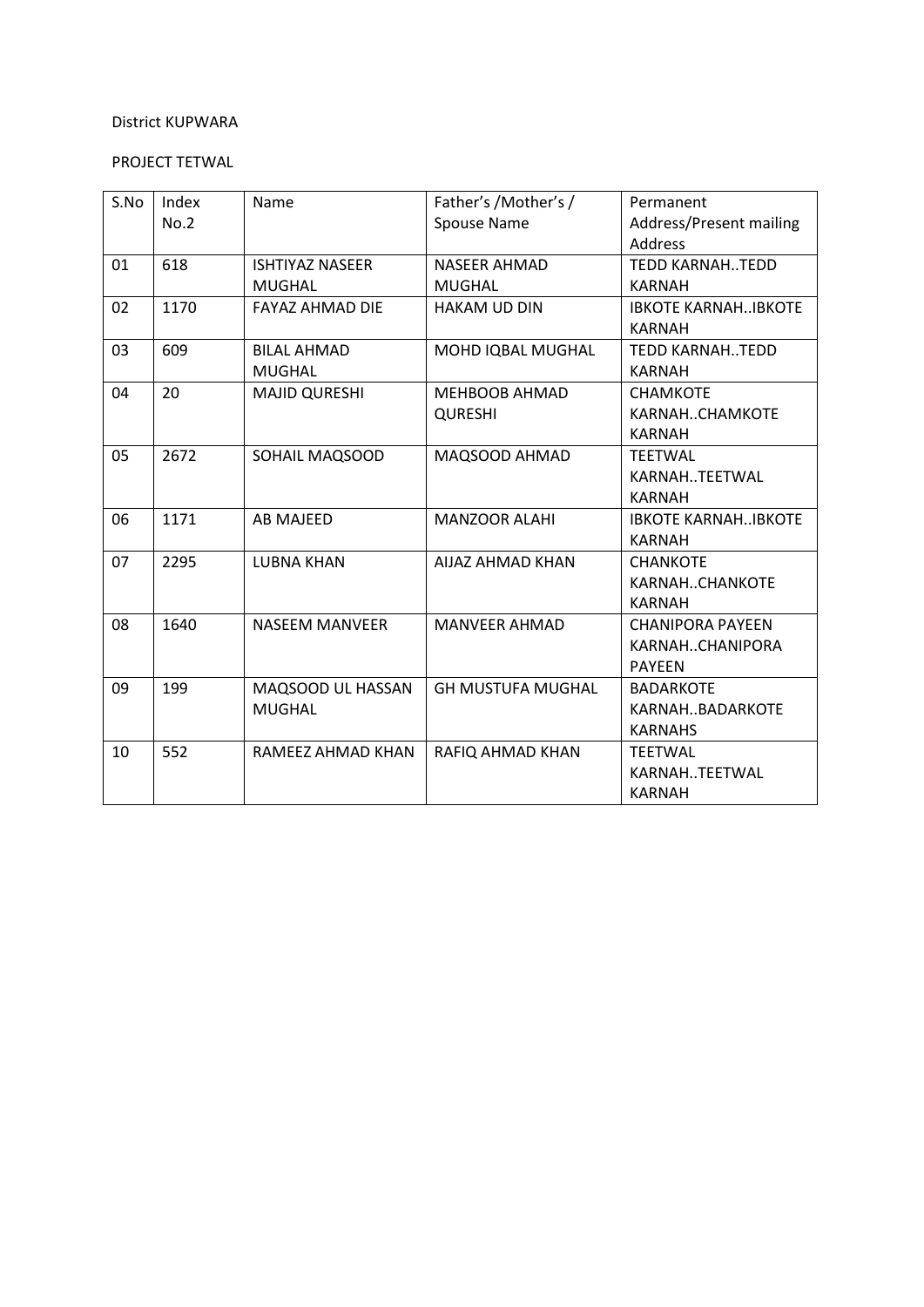District KUPWARA

PROJECT TETWAL

| S.No | Index No.2 | Name | Father's /Mother's / Spouse Name | Permanent Address/Present mailing Address |
|---|---|---|---|---|
| 01 | 618 | ISHTIYAZ NASEER MUGHAL | NASEER AHMAD MUGHAL | TEDD KARNAH..TEDD KARNAH |
| 02 | 1170 | FAYAZ AHMAD DIE | HAKAM UD DIN | IBKOTE KARNAH..IBKOTE KARNAH |
| 03 | 609 | BILAL AHMAD MUGHAL | MOHD IQBAL MUGHAL | TEDD KARNAH..TEDD KARNAH |
| 04 | 20 | MAJID QURESHI | MEHBOOB AHMAD QURESHI | CHAMKOTE KARNAH..CHAMKOTE KARNAH |
| 05 | 2672 | SOHAIL MAQSOOD | MAQSOOD AHMAD | TEETWAL KARNAH..TEETWAL KARNAH |
| 06 | 1171 | AB MAJEED | MANZOOR ALAHI | IBKOTE KARNAH..IBKOTE KARNAH |
| 07 | 2295 | LUBNA KHAN | AIJAZ AHMAD KHAN | CHANKOTE KARNAH..CHANKOTE KARNAH |
| 08 | 1640 | NASEEM MANVEER | MANVEER AHMAD | CHANIPORA PAYEEN KARNAH..CHANIPORA PAYEEN |
| 09 | 199 | MAQSOOD UL HASSAN MUGHAL | GH MUSTUFA MUGHAL | BADARKOTE KARNAH..BADARKOTE KARNAHS |
| 10 | 552 | RAMEEZ AHMAD KHAN | RAFIQ AHMAD KHAN | TEETWAL KARNAH..TEETWAL KARNAH |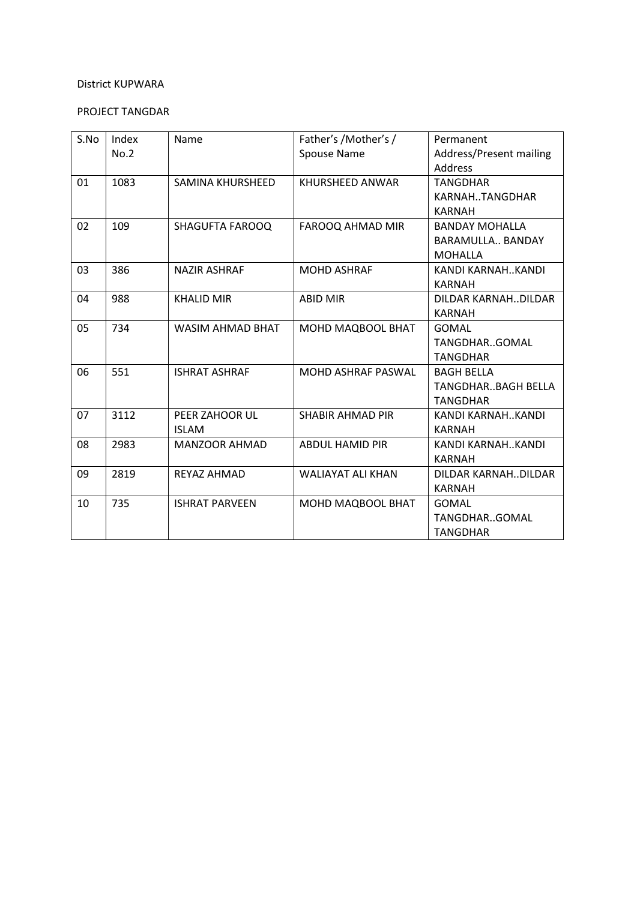District KUPWARA

PROJECT TANGDAR

| S.No | Index No.2 | Name | Father's /Mother's / Spouse Name | Permanent Address/Present mailing Address |
|---|---|---|---|---|
| 01 | 1083 | SAMINA KHURSHEED | KHURSHEED ANWAR | TANGDHAR KARNAH..TANGDHAR KARNAH |
| 02 | 109 | SHAGUFTA FAROOQ | FAROOQ AHMAD MIR | BANDAY MOHALLA BARAMULLA.. BANDAY MOHALLA |
| 03 | 386 | NAZIR ASHRAF | MOHD ASHRAF | KANDI KARNAH..KANDI KARNAH |
| 04 | 988 | KHALID MIR | ABID MIR | DILDAR KARNAH..DILDAR KARNAH |
| 05 | 734 | WASIM AHMAD BHAT | MOHD MAQBOOL BHAT | GOMAL TANGDHAR..GOMAL TANGDHAR |
| 06 | 551 | ISHRAT ASHRAF | MOHD ASHRAF PASWAL | BAGH BELLA TANGDHAR..BAGH BELLA TANGDHAR |
| 07 | 3112 | PEER ZAHOOR UL ISLAM | SHABIR AHMAD PIR | KANDI KARNAH..KANDI KARNAH |
| 08 | 2983 | MANZOOR AHMAD | ABDUL HAMID PIR | KANDI KARNAH..KANDI KARNAH |
| 09 | 2819 | REYAZ AHMAD | WALIAYAT ALI KHAN | DILDAR KARNAH..DILDAR KARNAH |
| 10 | 735 | ISHRAT PARVEEN | MOHD MAQBOOL BHAT | GOMAL TANGDHAR..GOMAL TANGDHAR |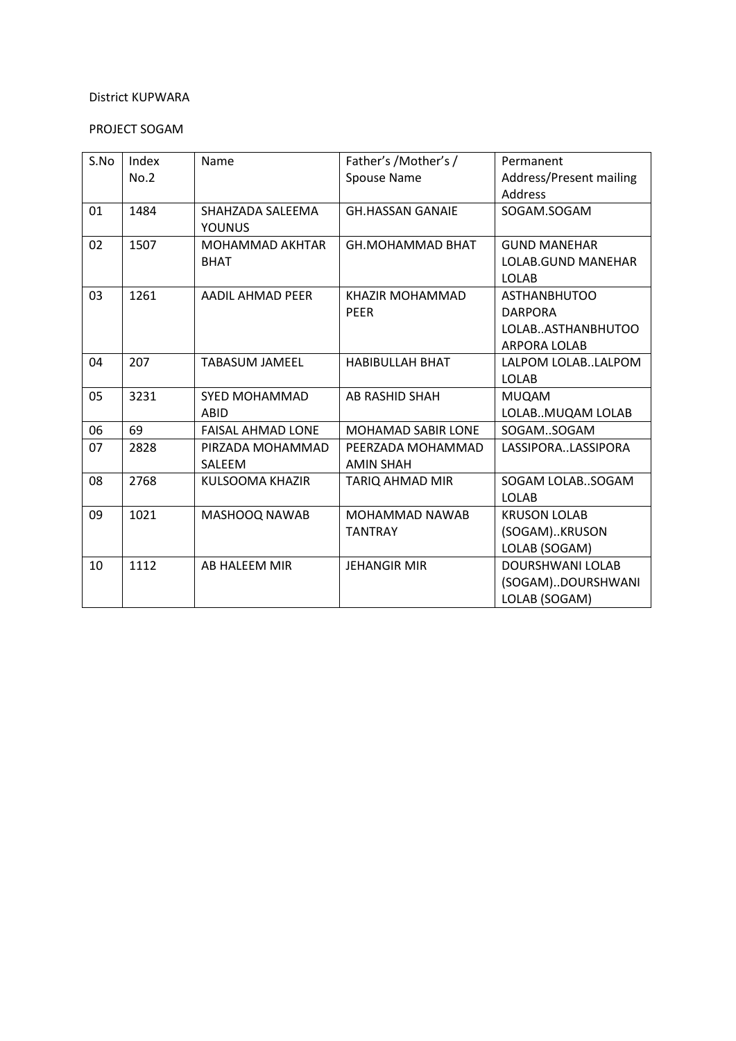District KUPWARA

PROJECT SOGAM

| S.No | Index No.2 | Name | Father's /Mother's / Spouse Name | Permanent Address/Present mailing Address |
|---|---|---|---|---|
| 01 | 1484 | SHAHZADA SALEEMA YOUNUS | GH.HASSAN GANAIE | SOGAM.SOGAM |
| 02 | 1507 | MOHAMMAD AKHTAR BHAT | GH.MOHAMMAD BHAT | GUND MANEHAR LOLAB.GUND MANEHAR LOLAB |
| 03 | 1261 | AADIL AHMAD PEER | KHAZIR MOHAMMAD PEER | ASTHANBHUTOO DARPORA LOLAB..ASTHANBHUTOO ARPORA LOLAB |
| 04 | 207 | TABASUM JAMEEL | HABIBULLAH BHAT | LALPOM LOLAB..LALPOM LOLAB |
| 05 | 3231 | SYED MOHAMMAD ABID | AB RASHID SHAH | MUQAM LOLAB..MUQAM LOLAB |
| 06 | 69 | FAISAL AHMAD LONE | MOHAMAD SABIR LONE | SOGAM..SOGAM |
| 07 | 2828 | PIRZADA MOHAMMAD SALEEM | PEERZADA MOHAMMAD AMIN SHAH | LASSIPORA..LASSIPORA |
| 08 | 2768 | KULSOOMA KHAZIR | TARIQ AHMAD MIR | SOGAM LOLAB..SOGAM LOLAB |
| 09 | 1021 | MASHOOQ NAWAB | MOHAMMAD NAWAB TANTRAY | KRUSON LOLAB (SOGAM)..KRUSON LOLAB (SOGAM) |
| 10 | 1112 | AB HALEEM MIR | JEHANGIR MIR | DOURSHWANI LOLAB (SOGAM)..DOURSHWANI LOLAB (SOGAM) |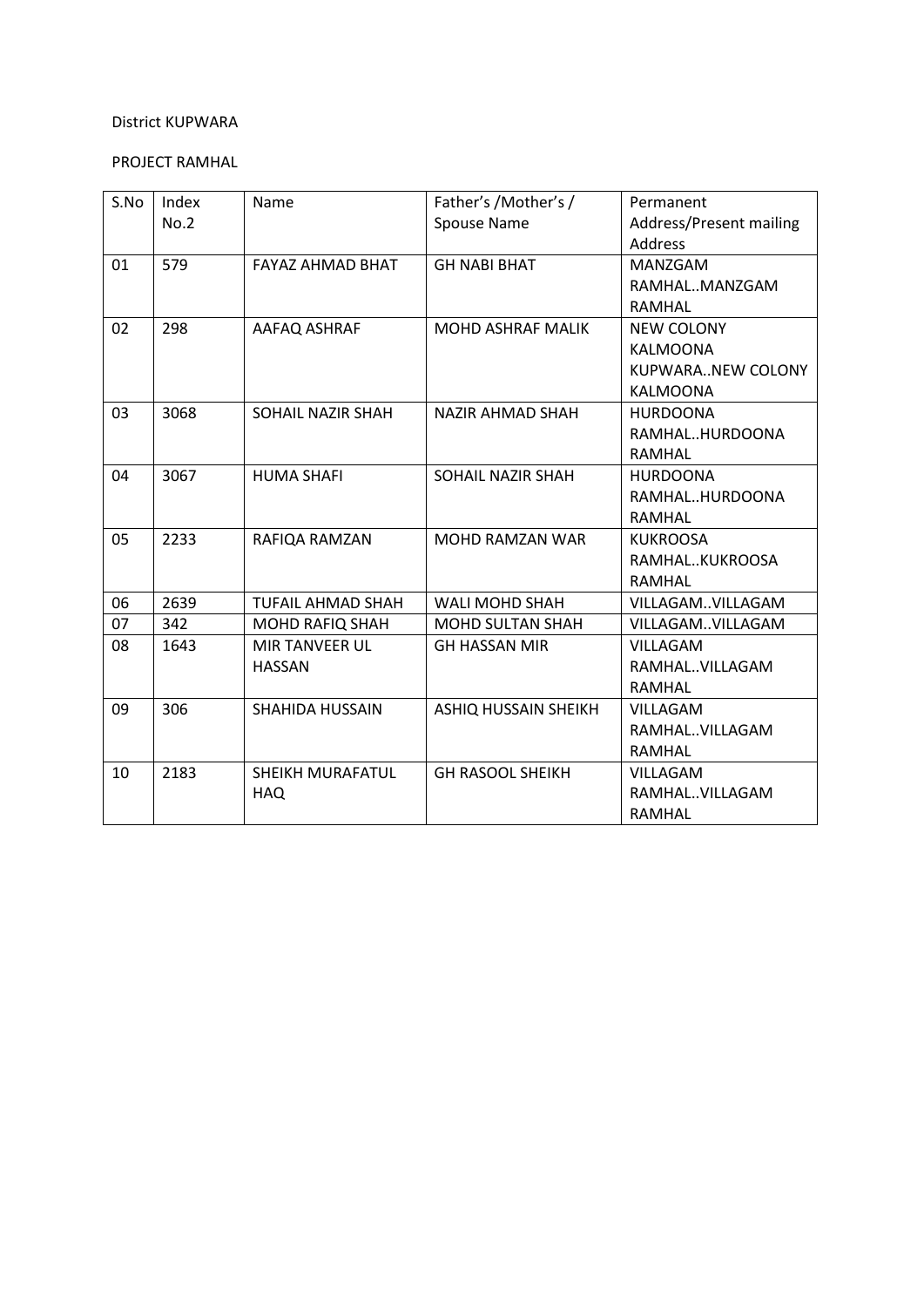District KUPWARA

PROJECT RAMHAL

| S.No | Index No.2 | Name | Father's /Mother's / Spouse Name | Permanent Address/Present mailing Address |
|---|---|---|---|---|
| 01 | 579 | FAYAZ AHMAD BHAT | GH NABI BHAT | MANZGAM RAMHAL..MANZGAM RAMHAL |
| 02 | 298 | AAFAQ ASHRAF | MOHD ASHRAF MALIK | NEW COLONY KALMOONA KUPWARA..NEW COLONY KALMOONA |
| 03 | 3068 | SOHAIL NAZIR SHAH | NAZIR AHMAD SHAH | HURDOONA RAMHAL..HURDOONA RAMHAL |
| 04 | 3067 | HUMA SHAFI | SOHAIL NAZIR SHAH | HURDOONA RAMHAL..HURDOONA RAMHAL |
| 05 | 2233 | RAFIQA RAMZAN | MOHD RAMZAN WAR | KUKROOSA RAMHAL..KUKROOSA RAMHAL |
| 06 | 2639 | TUFAIL AHMAD SHAH | WALI MOHD SHAH | VILLAGAM..VILLAGAM |
| 07 | 342 | MOHD RAFIQ SHAH | MOHD SULTAN SHAH | VILLAGAM..VILLAGAM |
| 08 | 1643 | MIR TANVEER UL HASSAN | GH HASSAN MIR | VILLAGAM RAMHAL..VILLAGAM RAMHAL |
| 09 | 306 | SHAHIDA HUSSAIN | ASHIQ HUSSAIN SHEIKH | VILLAGAM RAMHAL..VILLAGAM RAMHAL |
| 10 | 2183 | SHEIKH MURAFATUL HAQ | GH RASOOL SHEIKH | VILLAGAM RAMHAL..VILLAGAM RAMHAL |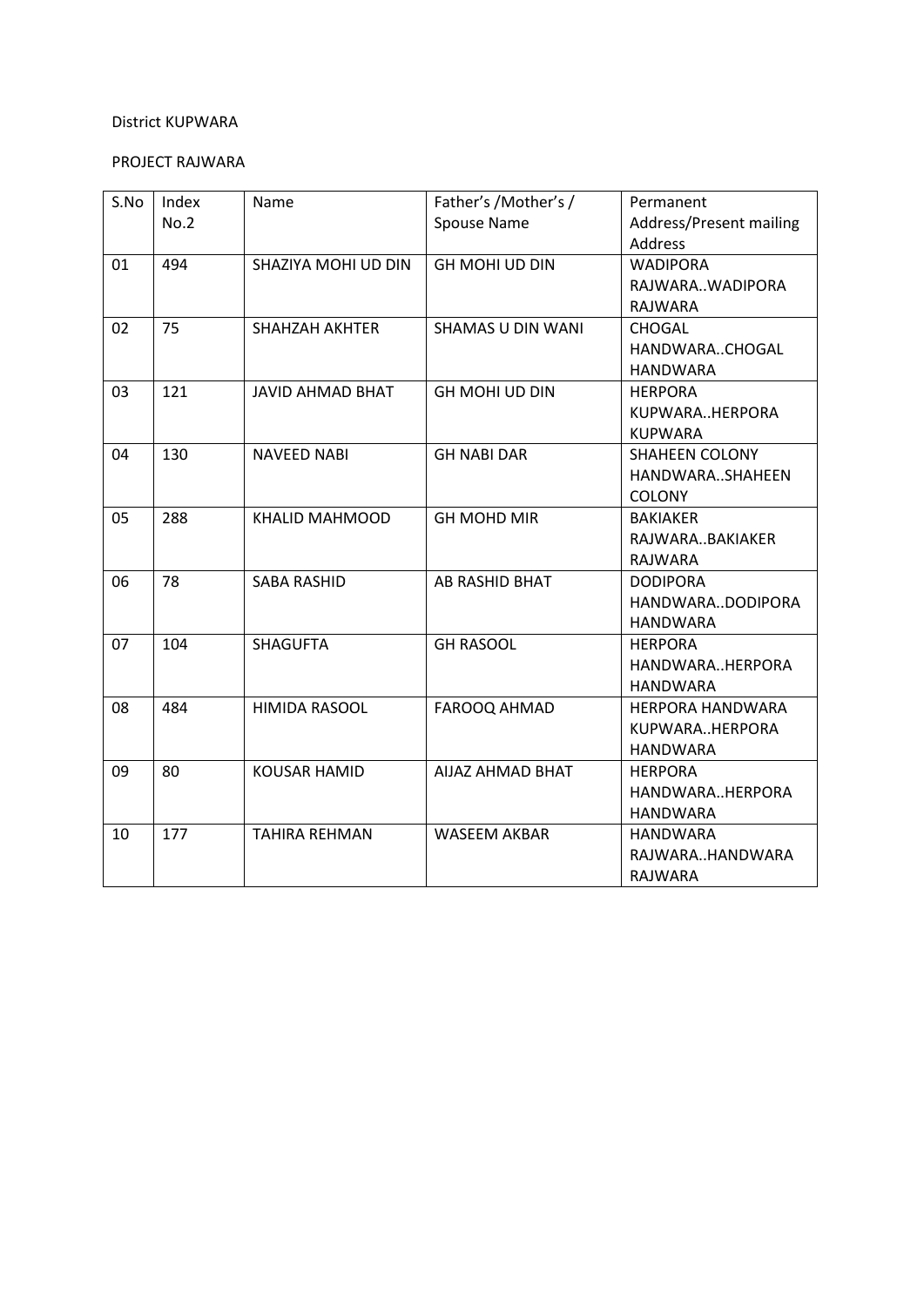District KUPWARA

PROJECT RAJWARA

| S.No | Index No.2 | Name | Father's /Mother's / Spouse Name | Permanent Address/Present mailing Address |
|---|---|---|---|---|
| 01 | 494 | SHAZIYA MOHI UD DIN | GH MOHI UD DIN | WADIPORA RAJWARA..WADIPORA RAJWARA |
| 02 | 75 | SHAHZAH AKHTER | SHAMAS U DIN WANI | CHOGAL HANDWARA..CHOGAL HANDWARA |
| 03 | 121 | JAVID AHMAD BHAT | GH MOHI UD DIN | HERPORA KUPWARA..HERPORA KUPWARA |
| 04 | 130 | NAVEED NABI | GH NABI DAR | SHAHEEN COLONY HANDWARA..SHAHEEN COLONY |
| 05 | 288 | KHALID MAHMOOD | GH MOHD MIR | BAKIAKER RAJWARA..BAKIAKER RAJWARA |
| 06 | 78 | SABA RASHID | AB RASHID BHAT | DODIPORA HANDWARA..DODIPORA HANDWARA |
| 07 | 104 | SHAGUFTA | GH RASOOL | HERPORA HANDWARA..HERPORA HANDWARA |
| 08 | 484 | HIMIDA RASOOL | FAROOQ AHMAD | HERPORA HANDWARA KUPWARA..HERPORA HANDWARA |
| 09 | 80 | KOUSAR HAMID | AIJAZ AHMAD BHAT | HERPORA HANDWARA..HERPORA HANDWARA |
| 10 | 177 | TAHIRA REHMAN | WASEEM AKBAR | HANDWARA RAJWARA..HANDWARA RAJWARA |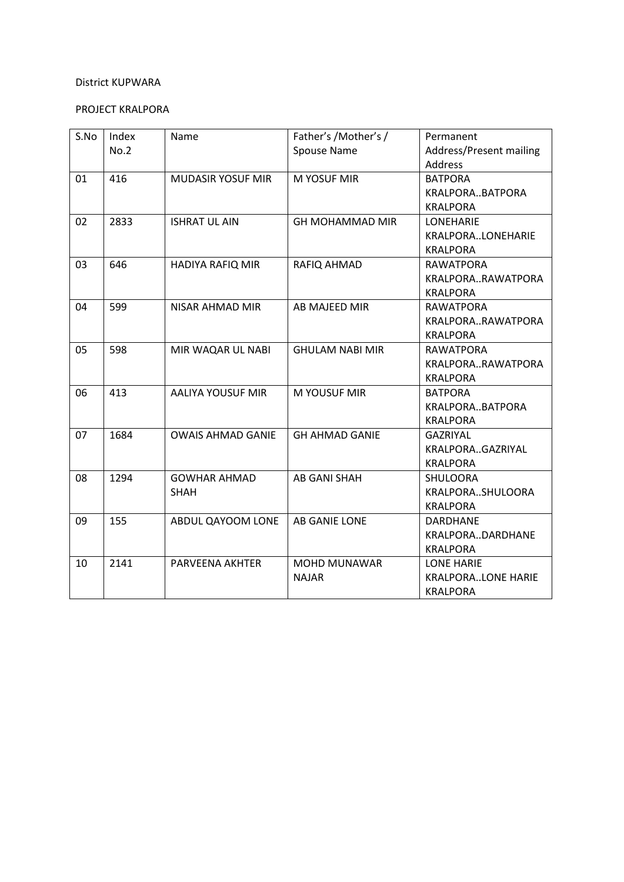District KUPWARA

PROJECT KRALPORA

| S.No | Index No.2 | Name | Father's /Mother's / Spouse Name | Permanent Address/Present mailing Address |
|---|---|---|---|---|
| 01 | 416 | MUDASIR YOSUF MIR | M YOSUF MIR | BATPORA KRALPORA..BATPORA KRALPORA |
| 02 | 2833 | ISHRAT UL AIN | GH MOHAMMAD MIR | LONEHARIE KRALPORA..LONEHARIE KRALPORA |
| 03 | 646 | HADIYA RAFIQ MIR | RAFIQ AHMAD | RAWATPORA KRALPORA..RAWATPORA KRALPORA |
| 04 | 599 | NISAR AHMAD MIR | AB MAJEED MIR | RAWATPORA KRALPORA..RAWATPORA KRALPORA |
| 05 | 598 | MIR WAQAR UL NABI | GHULAM NABI MIR | RAWATPORA KRALPORA..RAWATPORA KRALPORA |
| 06 | 413 | AALIYA YOUSUF MIR | M YOUSUF MIR | BATPORA KRALPORA..BATPORA KRALPORA |
| 07 | 1684 | OWAIS AHMAD GANIE | GH AHMAD GANIE | GAZRIYAL KRALPORA..GAZRIYAL KRALPORA |
| 08 | 1294 | GOWHAR AHMAD SHAH | AB GANI SHAH | SHULOORA KRALPORA..SHULOORA KRALPORA |
| 09 | 155 | ABDUL QAYOOM LONE | AB GANIE LONE | DARDHANE KRALPORA..DARDHANE KRALPORA |
| 10 | 2141 | PARVEENA AKHTER | MOHD MUNAWAR NAJAR | LONE HARIE KRALPORA..LONE HARIE KRALPORA |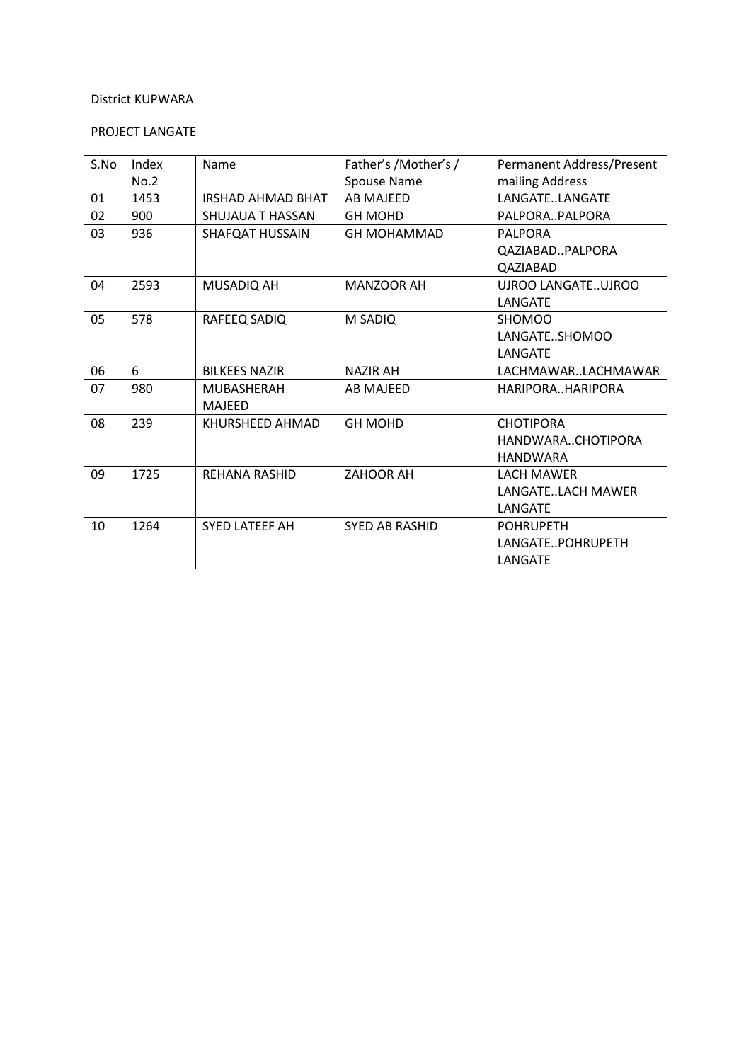District KUPWARA

PROJECT LANGATE

| S.No | Index No.2 | Name | Father's /Mother's / Spouse Name | Permanent Address/Present mailing Address |
|---|---|---|---|---|
| 01 | 1453 | IRSHAD AHMAD BHAT | AB MAJEED | LANGATE..LANGATE |
| 02 | 900 | SHUJAUA T HASSAN | GH MOHD | PALPORA..PALPORA |
| 03 | 936 | SHAFQAT HUSSAIN | GH MOHAMMAD | PALPORA QAZIABAD..PALPORA QAZIABAD |
| 04 | 2593 | MUSADIQ AH | MANZOOR AH | UJROO LANGATE..UJROO LANGATE |
| 05 | 578 | RAFEEQ SADIQ | M SADIQ | SHOMOO LANGATE..SHOMOO LANGATE |
| 06 | 6 | BILKEES NAZIR | NAZIR AH | LACHMAWAR..LACHMAWAR |
| 07 | 980 | MUBASHERAH MAJEED | AB MAJEED | HARIPORA..HARIPORA |
| 08 | 239 | KHURSHEED AHMAD | GH MOHD | CHOTIPORA HANDWARA..CHOTIPORA HANDWARA |
| 09 | 1725 | REHANA RASHID | ZAHOOR AH | LACH MAWER LANGATE..LACH MAWER LANGATE |
| 10 | 1264 | SYED LATEEF AH | SYED AB RASHID | POHRUPETH LANGATE..POHRUPETH LANGATE |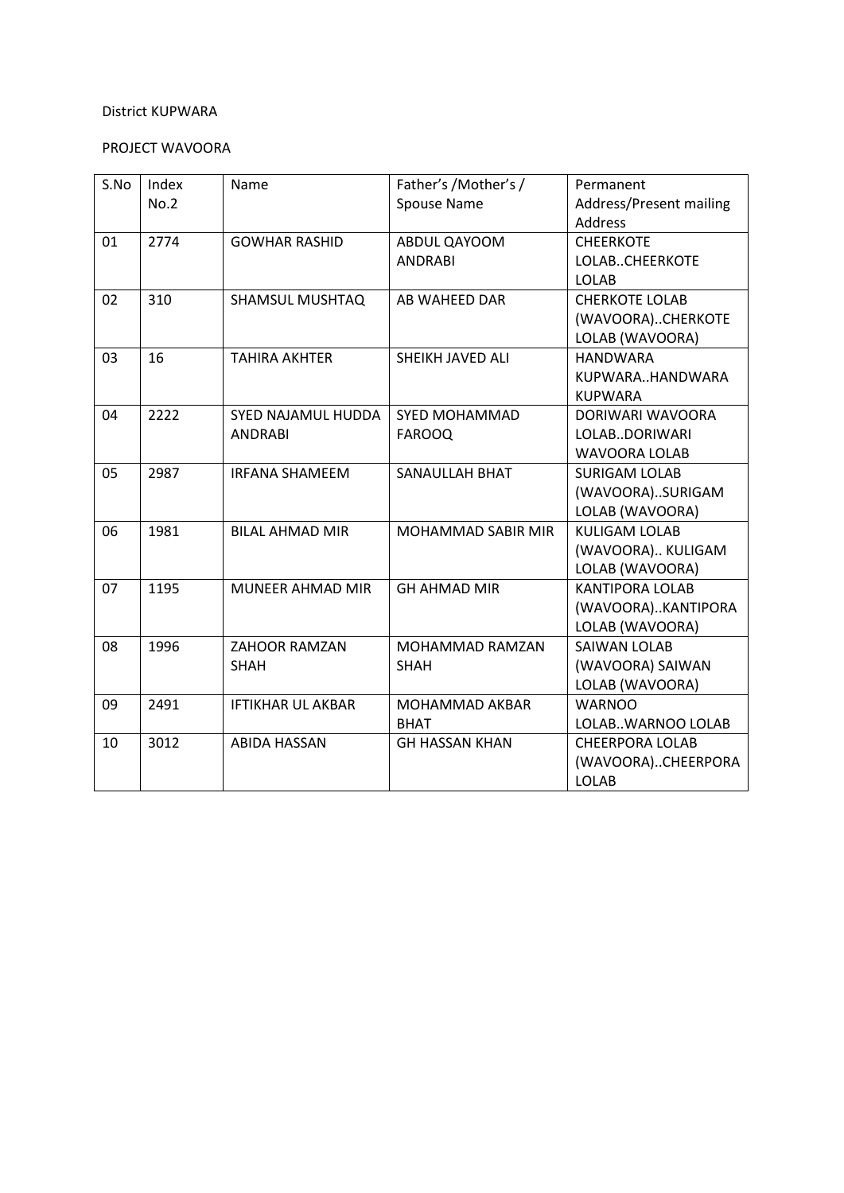District KUPWARA

PROJECT WAVOORA

| S.No | Index No.2 | Name | Father's /Mother's / Spouse Name | Permanent Address/Present mailing Address |
|---|---|---|---|---|
| 01 | 2774 | GOWHAR RASHID | ABDUL QAYOOM ANDRABI | CHEERKOTE LOLAB..CHEERKOTE LOLAB |
| 02 | 310 | SHAMSUL MUSHTAQ | AB WAHEED DAR | CHERKOTE LOLAB (WAVOORA)..CHERKOTE LOLAB (WAVOORA) |
| 03 | 16 | TAHIRA AKHTER | SHEIKH JAVED ALI | HANDWARA KUPWARA..HANDWARA KUPWARA |
| 04 | 2222 | SYED NAJAMUL HUDDA ANDRABI | SYED MOHAMMAD FAROOQ | DORIWARI WAVOORA LOLAB..DORIWARI WAVOORA LOLAB |
| 05 | 2987 | IRFANA SHAMEEM | SANAULLAH BHAT | SURIGAM LOLAB (WAVOORA)..SURIGAM LOLAB (WAVOORA) |
| 06 | 1981 | BILAL AHMAD MIR | MOHAMMAD SABIR MIR | KULIGAM LOLAB (WAVOORA).. KULIGAM LOLAB (WAVOORA) |
| 07 | 1195 | MUNEER AHMAD MIR | GH AHMAD MIR | KANTIPORA LOLAB (WAVOORA)..KANTIPORA LOLAB (WAVOORA) |
| 08 | 1996 | ZAHOOR RAMZAN SHAH | MOHAMMAD RAMZAN SHAH | SAIWAN LOLAB (WAVOORA) SAIWAN LOLAB (WAVOORA) |
| 09 | 2491 | IFTIKHAR UL AKBAR | MOHAMMAD AKBAR BHAT | WARNOO LOLAB..WARNOO LOLAB |
| 10 | 3012 | ABIDA HASSAN | GH HASSAN KHAN | CHEERPORA LOLAB (WAVOORA)..CHEERPORA LOLAB |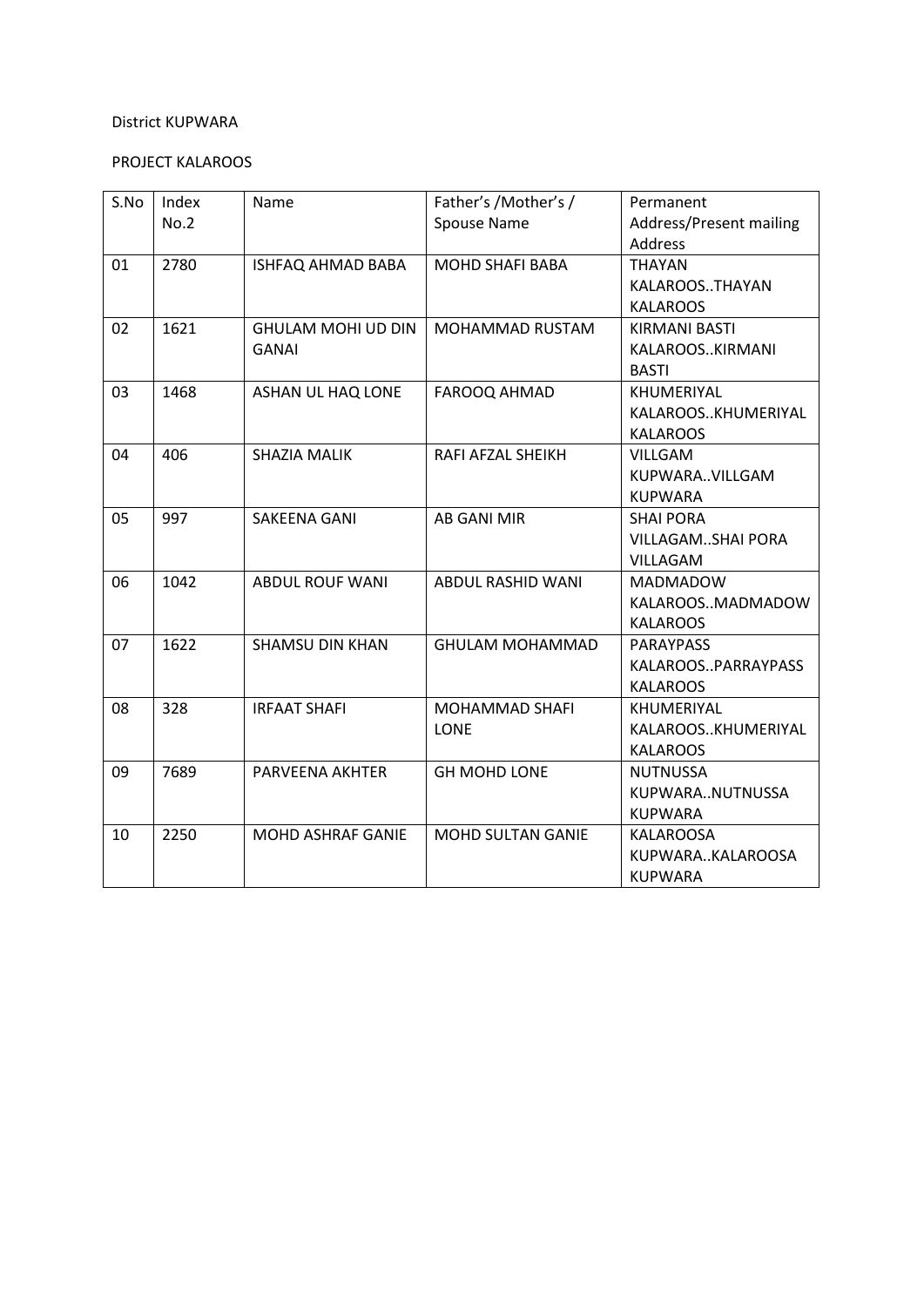District KUPWARA

PROJECT KALAROOS

| S.No | Index No.2 | Name | Father's /Mother's / Spouse Name | Permanent Address/Present mailing Address |
|---|---|---|---|---|
| 01 | 2780 | ISHFAQ AHMAD BABA | MOHD SHAFI BABA | THAYAN KALAROOS..THAYAN KALAROOS |
| 02 | 1621 | GHULAM MOHI UD DIN GANAI | MOHAMMAD RUSTAM | KIRMANI BASTI KALAROOS..KIRMANI BASTI |
| 03 | 1468 | ASHAN UL HAQ LONE | FAROOQ AHMAD | KHUMERIYAL KALAROOS..KHUMERIYAL KALAROOS |
| 04 | 406 | SHAZIA MALIK | RAFI AFZAL SHEIKH | VILLGAM KUPWARA..VILLGAM KUPWARA |
| 05 | 997 | SAKEENA GANI | AB GANI MIR | SHAI PORA VILLAGAM..SHAI PORA VILLAGAM |
| 06 | 1042 | ABDUL ROUF WANI | ABDUL RASHID WANI | MADMADOW KALAROOS..MADMADOW KALAROOS |
| 07 | 1622 | SHAMSU DIN KHAN | GHULAM MOHAMMAD | PARAYPASS KALAROOS..PARRAYPASS KALAROOS |
| 08 | 328 | IRFAAT SHAFI | MOHAMMAD SHAFI LONE | KHUMERIYAL KALAROOS..KHUMERIYAL KALAROOS |
| 09 | 7689 | PARVEENA AKHTER | GH MOHD LONE | NUTNUSSA KUPWARA..NUTNUSSA KUPWARA |
| 10 | 2250 | MOHD ASHRAF GANIE | MOHD SULTAN GANIE | KALAROOSA KUPWARA..KALAROOSA KUPWARA |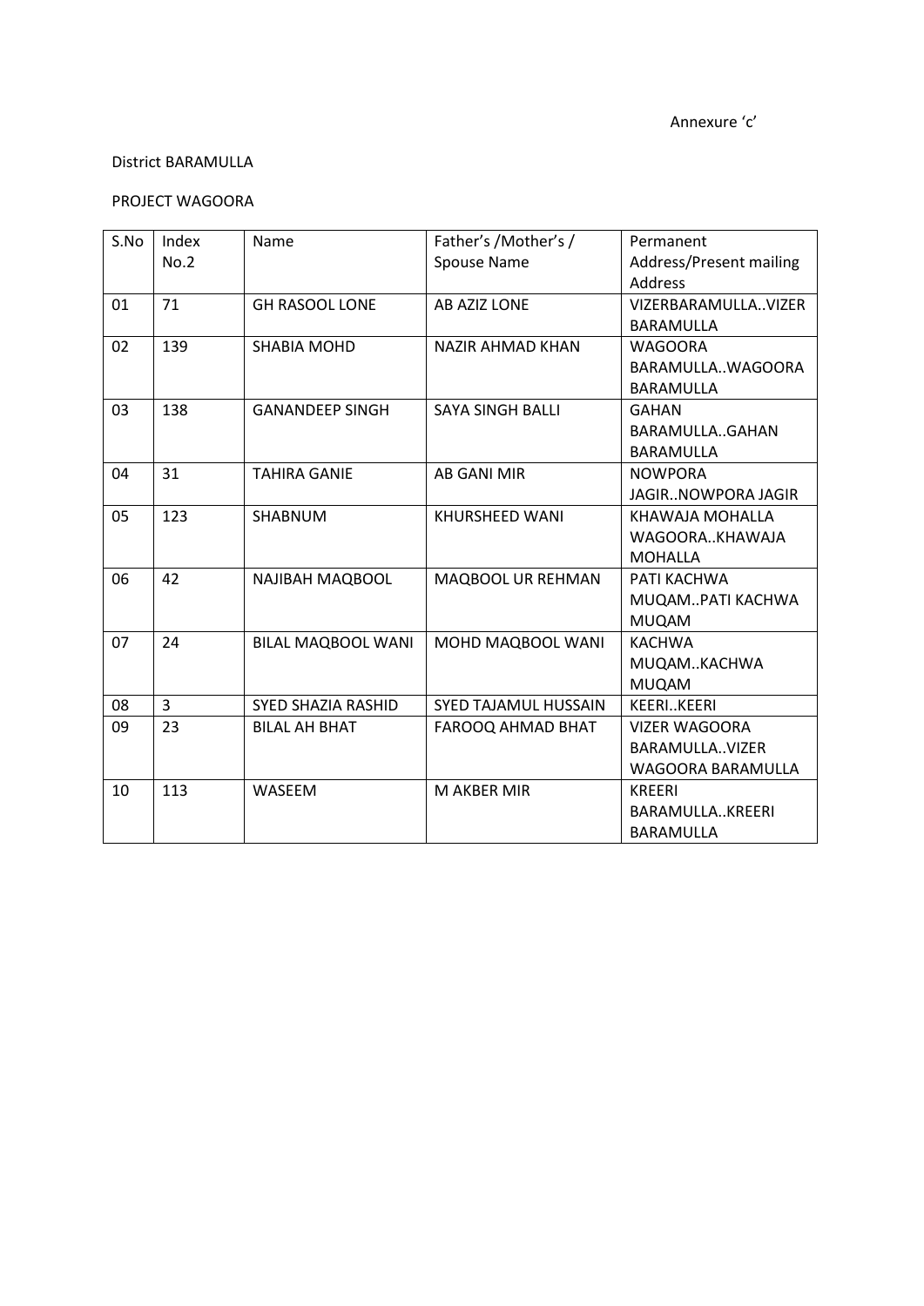Annexure 'c'

District BARAMULLA

PROJECT WAGOORA

| S.No | Index No.2 | Name | Father's /Mother's / Spouse Name | Permanent Address/Present mailing Address |
|---|---|---|---|---|
| 01 | 71 | GH RASOOL LONE | AB AZIZ LONE | VIZERBARAMULLA..VIZER BARAMULLA |
| 02 | 139 | SHABIA MOHD | NAZIR AHMAD KHAN | WAGOORA BARAMULLA..WAGOORA BARAMULLA |
| 03 | 138 | GANANDEEP SINGH | SAYA SINGH BALLI | GAHAN BARAMULLA..GAHAN BARAMULLA |
| 04 | 31 | TAHIRA GANIE | AB GANI MIR | NOWPORA JAGIR..NOWPORA JAGIR |
| 05 | 123 | SHABNUM | KHURSHEED WANI | KHAWAJA MOHALLA WAGOORA..KHAWAJA MOHALLA |
| 06 | 42 | NAJIBAH MAQBOOL | MAQBOOL UR REHMAN | PATI KACHWA MUQAM..PATI KACHWA MUQAM |
| 07 | 24 | BILAL MAQBOOL WANI | MOHD MAQBOOL WANI | KACHWA MUQAM..KACHWA MUQAM |
| 08 | 3 | SYED SHAZIA RASHID | SYED TAJAMUL HUSSAIN | KEERI..KEERI |
| 09 | 23 | BILAL AH BHAT | FAROOQ AHMAD BHAT | VIZER WAGOORA BARAMULLA..VIZER WAGOORA BARAMULLA |
| 10 | 113 | WASEEM | M AKBER MIR | KREERI BARAMULLA..KREERI BARAMULLA |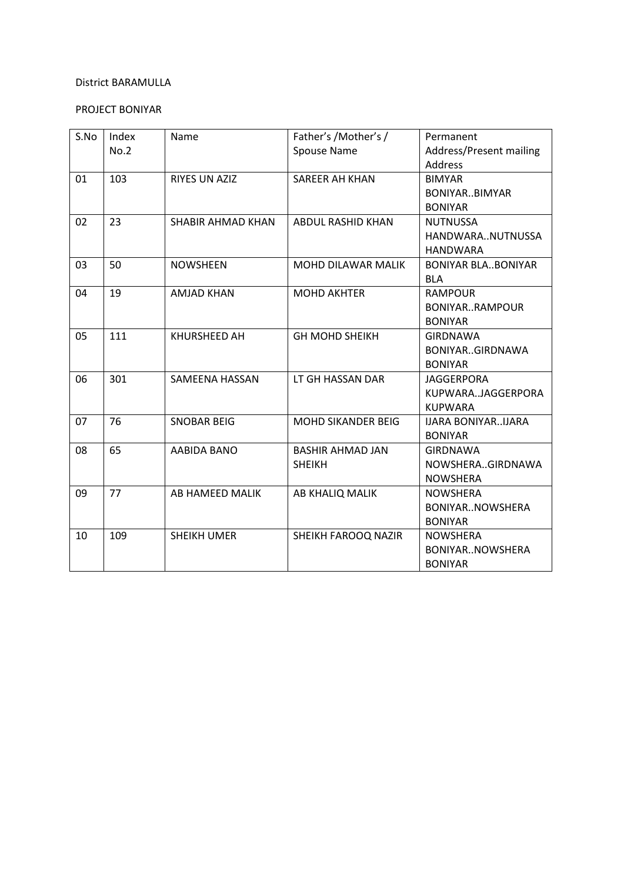District BARAMULLA

PROJECT BONIYAR

| S.No | Index No.2 | Name | Father's /Mother's / Spouse Name | Permanent Address/Present mailing Address |
|---|---|---|---|---|
| 01 | 103 | RIYES UN AZIZ | SAREER AH KHAN | BIMYAR BONIYAR..BIMYAR BONIYAR |
| 02 | 23 | SHABIR AHMAD KHAN | ABDUL RASHID KHAN | NUTNUSSA HANDWARA..NUTNUSSA HANDWARA |
| 03 | 50 | NOWSHEEN | MOHD DILAWAR MALIK | BONIYAR BLA..BONIYAR BLA |
| 04 | 19 | AMJAD KHAN | MOHD AKHTER | RAMPOUR BONIYAR..RAMPOUR BONIYAR |
| 05 | 111 | KHURSHEED AH | GH MOHD SHEIKH | GIRDNAWA BONIYAR..GIRDNAWA BONIYAR |
| 06 | 301 | SAMEENA HASSAN | LT GH HASSAN DAR | JAGGERPORA KUPWARA..JAGGERPORA KUPWARA |
| 07 | 76 | SNOBAR BEIG | MOHD SIKANDER BEIG | IJARA BONIYAR..IJARA BONIYAR |
| 08 | 65 | AABIDA BANO | BASHIR AHMAD JAN SHEIKH | GIRDNAWA NOWSHERA..GIRDNAWA NOWSHERA |
| 09 | 77 | AB HAMEED MALIK | AB KHALIQ MALIK | NOWSHERA BONIYAR..NOWSHERA BONIYAR |
| 10 | 109 | SHEIKH UMER | SHEIKH FAROOQ NAZIR | NOWSHERA BONIYAR..NOWSHERA BONIYAR |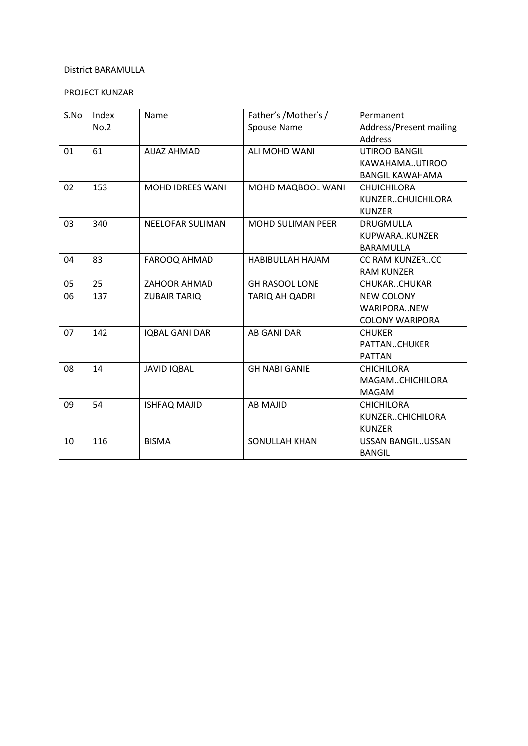District BARAMULLA

PROJECT KUNZAR

| S.No | Index No.2 | Name | Father's /Mother's / Spouse Name | Permanent Address/Present mailing Address |
|---|---|---|---|---|
| 01 | 61 | AIJAZ AHMAD | ALI MOHD WANI | UTIROO BANGIL KAWAHAMA..UTIROO BANGIL KAWAHAMA |
| 02 | 153 | MOHD IDREES WANI | MOHD MAQBOOL WANI | CHUICHILORA KUNZER..CHUICHILORA KUNZER |
| 03 | 340 | NEELOFAR SULIMAN | MOHD SULIMAN PEER | DRUGMULLA KUPWARA..KUNZER BARAMULLA |
| 04 | 83 | FAROOQ AHMAD | HABIBULLAH HAJAM | CC RAM KUNZER..CC RAM KUNZER |
| 05 | 25 | ZAHOOR AHMAD | GH RASOOL LONE | CHUKAR..CHUKAR |
| 06 | 137 | ZUBAIR TARIQ | TARIQ AH QADRI | NEW COLONY WARIPORA..NEW COLONY WARIPORA |
| 07 | 142 | IQBAL GANI DAR | AB GANI DAR | CHUKER PATTAN..CHUKER PATTAN |
| 08 | 14 | JAVID IQBAL | GH NABI GANIE | CHICHILORA MAGAM..CHICHILORA MAGAM |
| 09 | 54 | ISHFAQ MAJID | AB MAJID | CHICHILORA KUNZER..CHICHILORA KUNZER |
| 10 | 116 | BISMA | SONULLAH KHAN | USSAN BANGIL..USSAN BANGIL |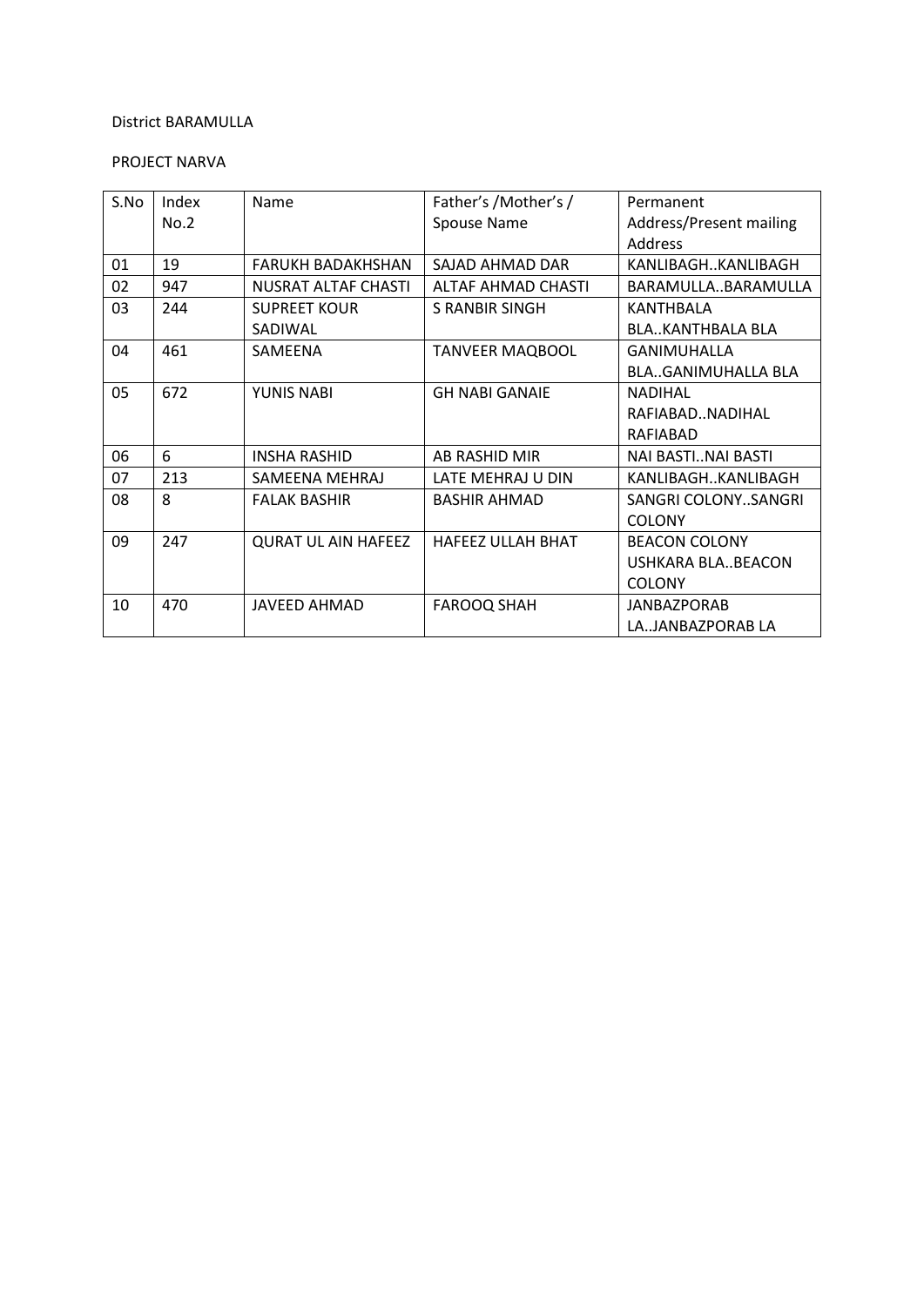District BARAMULLA

PROJECT NARVA

| S.No | Index No.2 | Name | Father's /Mother's / Spouse Name | Permanent Address/Present mailing Address |
|---|---|---|---|---|
| 01 | 19 | FARUKH BADAKHSHAN | SAJAD AHMAD DAR | KANLIBAGH..KANLIBAGH |
| 02 | 947 | NUSRAT ALTAF CHASTI | ALTAF AHMAD CHASTI | BARAMULLA..BARAMULLA |
| 03 | 244 | SUPREET KOUR SADIWAL | S RANBIR SINGH | KANTHBALA BLA..KANTHBALA BLA |
| 04 | 461 | SAMEENA | TANVEER MAQBOOL | GANIMUHALLA BLA..GANIMUHALLA BLA |
| 05 | 672 | YUNIS NABI | GH NABI GANAIE | NADIHAL RAFIABAD..NADIHAL RAFIABAD |
| 06 | 6 | INSHA RASHID | AB RASHID MIR | NAI BASTI..NAI BASTI |
| 07 | 213 | SAMEENA MEHRAJ | LATE MEHRAJ U DIN | KANLIBAGH..KANLIBAGH |
| 08 | 8 | FALAK BASHIR | BASHIR AHMAD | SANGRI COLONY..SANGRI COLONY |
| 09 | 247 | QURAT UL AIN HAFEEZ | HAFEEZ ULLAH BHAT | BEACON COLONY USHKARA BLA..BEACON COLONY |
| 10 | 470 | JAVEED AHMAD | FAROOQ SHAH | JANBAZPORAB LA..JANBAZPORAB LA |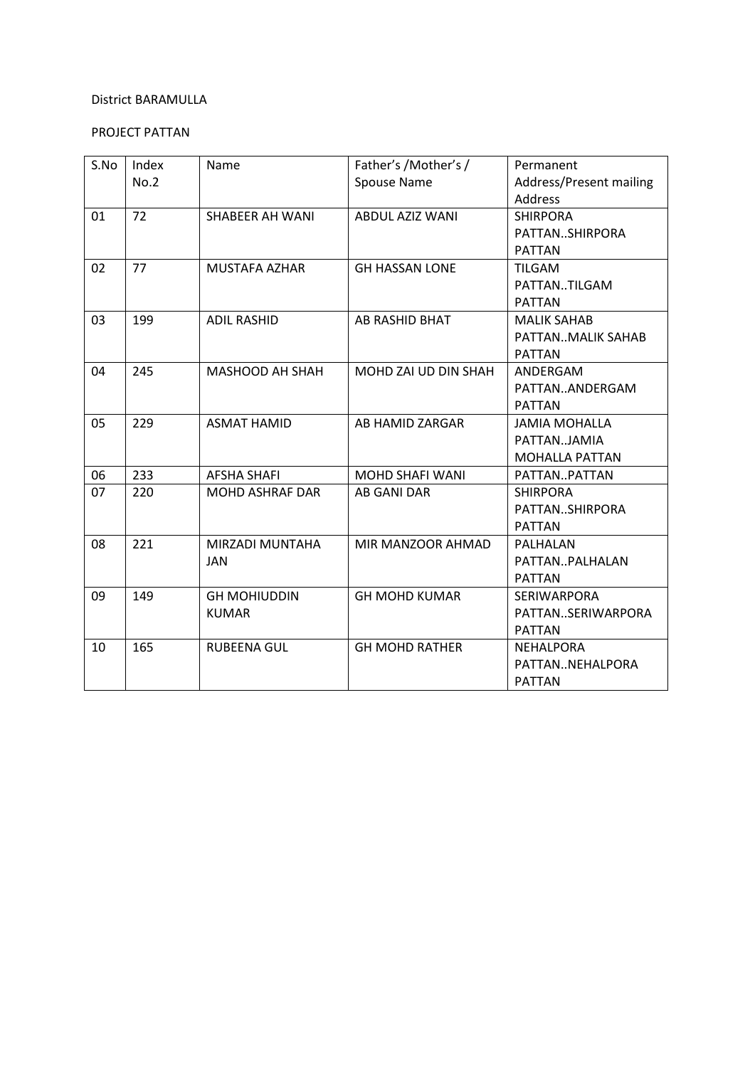District BARAMULLA

PROJECT PATTAN

| S.No | Index No.2 | Name | Father's /Mother's / Spouse Name | Permanent Address/Present mailing Address |
|---|---|---|---|---|
| 01 | 72 | SHABEER AH WANI | ABDUL AZIZ WANI | SHIRPORA PATTAN..SHIRPORA PATTAN |
| 02 | 77 | MUSTAFA AZHAR | GH HASSAN LONE | TILGAM PATTAN..TILGAM PATTAN |
| 03 | 199 | ADIL RASHID | AB RASHID BHAT | MALIK SAHAB PATTAN..MALIK SAHAB PATTAN |
| 04 | 245 | MASHOOD AH SHAH | MOHD ZAI UD DIN SHAH | ANDERGAM PATTAN..ANDERGAM PATTAN |
| 05 | 229 | ASMAT HAMID | AB HAMID ZARGAR | JAMIA MOHALLA PATTAN..JAMIA MOHALLA PATTAN |
| 06 | 233 | AFSHA SHAFI | MOHD SHAFI WANI | PATTAN..PATTAN |
| 07 | 220 | MOHD ASHRAF DAR | AB GANI DAR | SHIRPORA PATTAN..SHIRPORA PATTAN |
| 08 | 221 | MIRZADI MUNTAHA JAN | MIR MANZOOR AHMAD | PALHALAN PATTAN..PALHALAN PATTAN |
| 09 | 149 | GH MOHIUDDIN KUMAR | GH MOHD KUMAR | SERIWARPORA PATTAN..SERIWARPORA PATTAN |
| 10 | 165 | RUBEENA GUL | GH MOHD RATHER | NEHALPORA PATTAN..NEHALPORA PATTAN |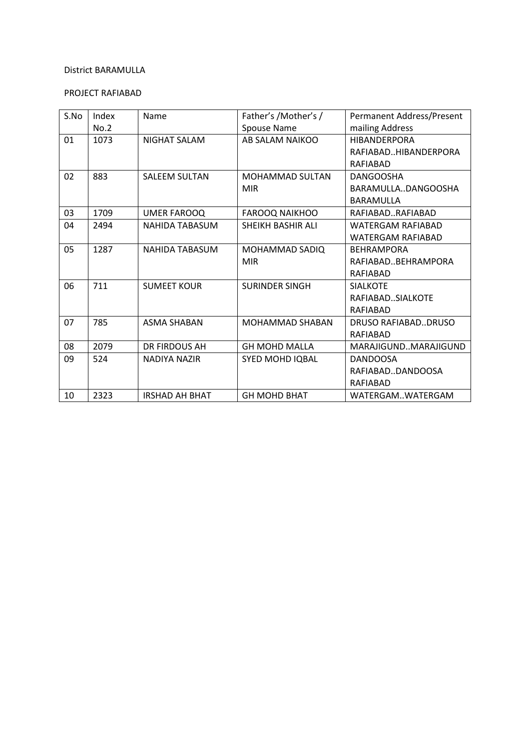District BARAMULLA

PROJECT RAFIABAD

| S.No | Index No.2 | Name | Father's /Mother's / Spouse Name | Permanent Address/Present mailing Address |
|---|---|---|---|---|
| 01 | 1073 | NIGHAT SALAM | AB SALAM NAIKOO | HIBANDERPORA RAFIABAD..HIBANDERPORA RAFIABAD |
| 02 | 883 | SALEEM SULTAN | MOHAMMAD SULTAN MIR | DANGOOSHA BARAMULLA..DANGOOSHA BARAMULLA |
| 03 | 1709 | UMER FAROOQ | FAROOQ NAIKHOO | RAFIABAD..RAFIABAD |
| 04 | 2494 | NAHIDA TABASUM | SHEIKH BASHIR ALI | WATERGAM RAFIABAD WATERGAM RAFIABAD |
| 05 | 1287 | NAHIDA TABASUM | MOHAMMAD SADIQ MIR | BEHRAMPORA RAFIABAD..BEHRAMPORA RAFIABAD |
| 06 | 711 | SUMEET KOUR | SURINDER SINGH | SIALKOTE RAFIABAD..SIALKOTE RAFIABAD |
| 07 | 785 | ASMA SHABAN | MOHAMMAD SHABAN | DRUSO RAFIABAD..DRUSO RAFIABAD |
| 08 | 2079 | DR FIRDOUS AH | GH MOHD MALLA | MARAJIGUND..MARAJIGUND |
| 09 | 524 | NADIYA NAZIR | SYED MOHD IQBAL | DANDOOSA RAFIABAD..DANDOOSA RAFIABAD |
| 10 | 2323 | IRSHAD AH BHAT | GH MOHD BHAT | WATERGAM..WATERGAM |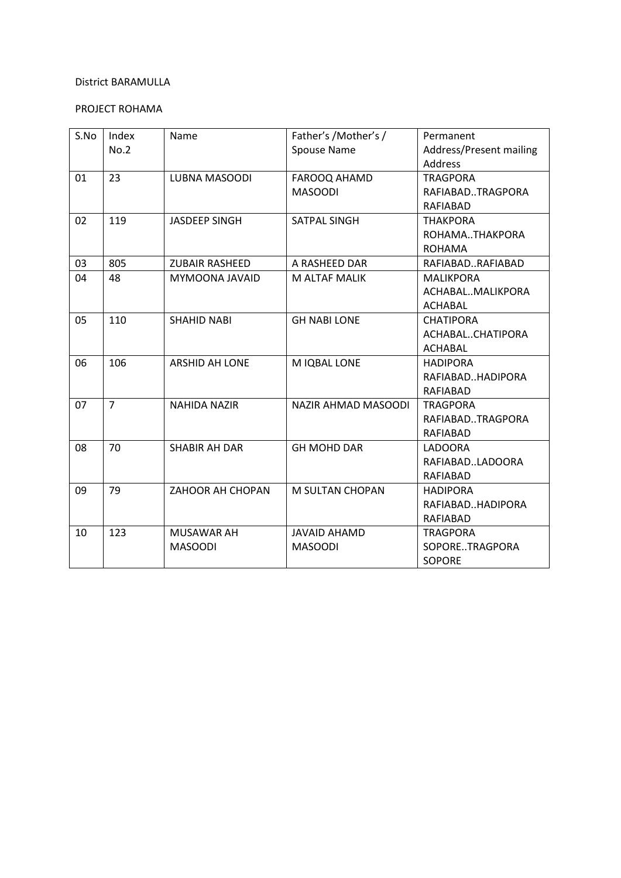District BARAMULLA

PROJECT ROHAMA

| S.No | Index No.2 | Name | Father's /Mother's / Spouse Name | Permanent Address/Present mailing Address |
|---|---|---|---|---|
| 01 | 23 | LUBNA MASOODI | FAROOQ AHAMD MASOODI | TRAGPORA RAFIABAD..TRAGPORA RAFIABAD |
| 02 | 119 | JASDEEP SINGH | SATPAL SINGH | THAKPORA ROHAMA..THAKPORA ROHAMA |
| 03 | 805 | ZUBAIR RASHEED | A RASHEED DAR | RAFIABAD..RAFIABAD |
| 04 | 48 | MYMOONA JAVAID | M ALTAF MALIK | MALIKPORA ACHABAL..MALIKPORA ACHABAL |
| 05 | 110 | SHAHID NABI | GH NABI LONE | CHATIPORA ACHABAL..CHATIPORA ACHABAL |
| 06 | 106 | ARSHID AH LONE | M IQBAL LONE | HADIPORA RAFIABAD..HADIPORA RAFIABAD |
| 07 | 7 | NAHIDA NAZIR | NAZIR AHMAD MASOODI | TRAGPORA RAFIABAD..TRAGPORA RAFIABAD |
| 08 | 70 | SHABIR AH DAR | GH MOHD DAR | LADOORA RAFIABAD..LADOORA RAFIABAD |
| 09 | 79 | ZAHOOR AH CHOPAN | M SULTAN CHOPAN | HADIPORA RAFIABAD..HADIPORA RAFIABAD |
| 10 | 123 | MUSAWAR AH MASOODI | JAVAID AHAMD MASOODI | TRAGPORA SOPORE..TRAGPORA SOPORE |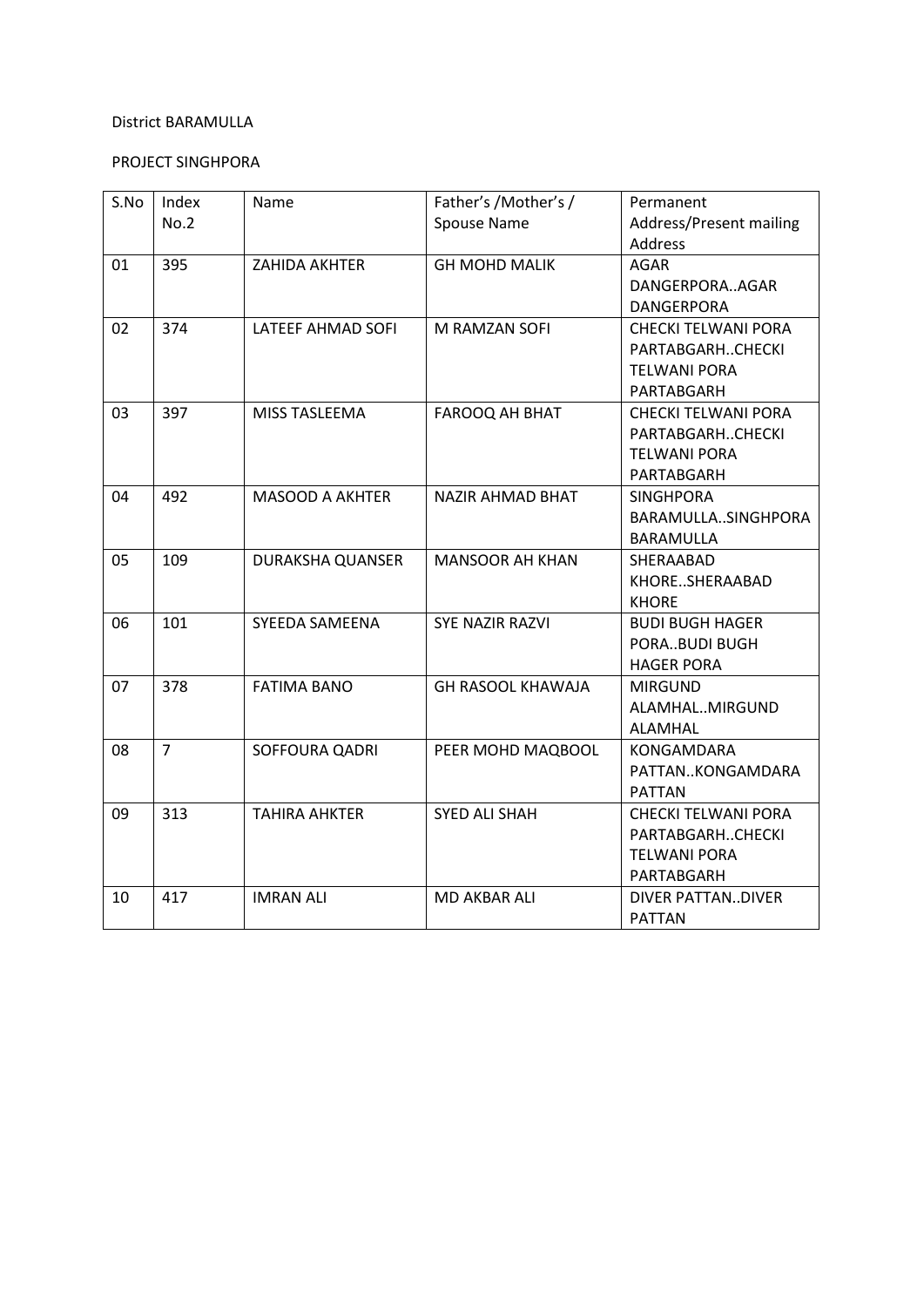District BARAMULLA

PROJECT SINGHPORA

| S.No | Index No.2 | Name | Father's /Mother's / Spouse Name | Permanent Address/Present mailing Address |
|---|---|---|---|---|
| 01 | 395 | ZAHIDA AKHTER | GH MOHD MALIK | AGAR DANGERPORA..AGAR DANGERPORA |
| 02 | 374 | LATEEF AHMAD SOFI | M RAMZAN SOFI | CHECKI TELWANI PORA PARTABGARH..CHECKI TELWANI PORA PARTABGARH |
| 03 | 397 | MISS TASLEEMA | FAROOQ AH BHAT | CHECKI TELWANI PORA PARTABGARH..CHECKI TELWANI PORA PARTABGARH |
| 04 | 492 | MASOOD A AKHTER | NAZIR AHMAD BHAT | SINGHPORA BARAMULLA..SINGHPORA BARAMULLA |
| 05 | 109 | DURAKSHA QUANSER | MANSOOR AH KHAN | SHERAABAD KHORE..SHERAABAD KHORE |
| 06 | 101 | SYEEDA SAMEENA | SYE NAZIR RAZVI | BUDI BUGH HAGER PORA..BUDI BUGH HAGER PORA |
| 07 | 378 | FATIMA BANO | GH RASOOL KHAWAJA | MIRGUND ALAMHAL..MIRGUND ALAMHAL |
| 08 | 7 | SOFFOURA QADRI | PEER MOHD MAQBOOL | KONGAMDARA PATTAN..KONGAMDARA PATTAN |
| 09 | 313 | TAHIRA AHKTER | SYED ALI SHAH | CHECKI TELWANI PORA PARTABGARH..CHECKI TELWANI PORA PARTABGARH |
| 10 | 417 | IMRAN ALI | MD AKBAR ALI | DIVER PATTAN..DIVER PATTAN |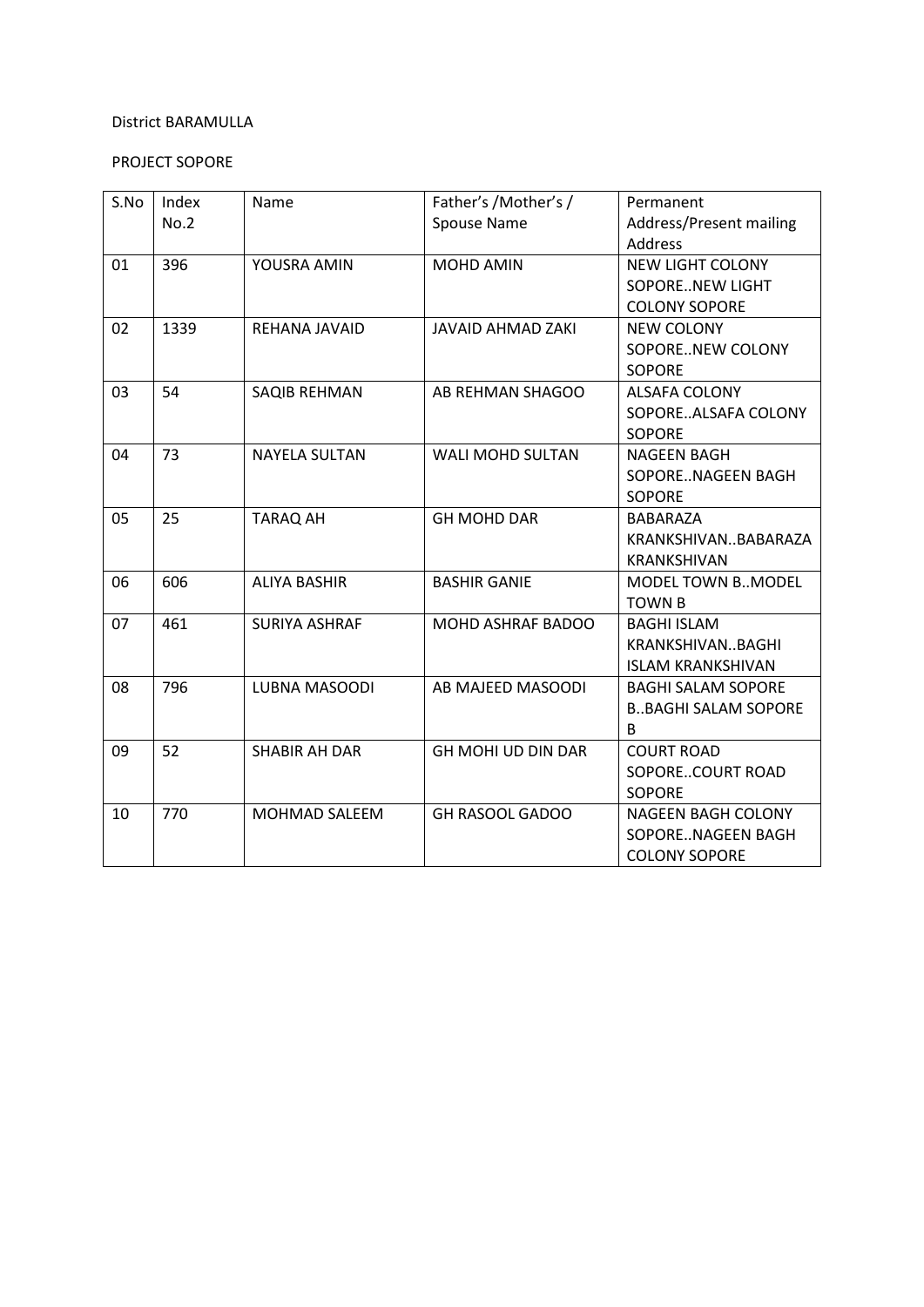District BARAMULLA

PROJECT SOPORE

| S.No | Index No.2 | Name | Father's /Mother's / Spouse Name | Permanent Address/Present mailing Address |
|---|---|---|---|---|
| 01 | 396 | YOUSRA AMIN | MOHD AMIN | NEW LIGHT COLONY SOPORE..NEW LIGHT COLONY SOPORE |
| 02 | 1339 | REHANA JAVAID | JAVAID AHMAD ZAKI | NEW COLONY SOPORE..NEW COLONY SOPORE |
| 03 | 54 | SAQIB REHMAN | AB REHMAN SHAGOO | ALSAFA COLONY SOPORE..ALSAFA COLONY SOPORE |
| 04 | 73 | NAYELA SULTAN | WALI MOHD SULTAN | NAGEEN BAGH SOPORE..NAGEEN BAGH SOPORE |
| 05 | 25 | TARAQ AH | GH MOHD DAR | BABARAZA KRANKSHIVAN..BABARAZA KRANKSHIVAN |
| 06 | 606 | ALIYA BASHIR | BASHIR GANIE | MODEL TOWN B..MODEL TOWN B |
| 07 | 461 | SURIYA ASHRAF | MOHD ASHRAF BADOO | BAGHI ISLAM KRANKSHIVAN..BAGHI ISLAM KRANKSHIVAN |
| 08 | 796 | LUBNA MASOODI | AB MAJEED MASOODI | BAGHI SALAM SOPORE B..BAGHI SALAM SOPORE B |
| 09 | 52 | SHABIR AH DAR | GH MOHI UD DIN DAR | COURT ROAD SOPORE..COURT ROAD SOPORE |
| 10 | 770 | MOHMAD SALEEM | GH RASOOL GADOO | NAGEEN BAGH COLONY SOPORE..NAGEEN BAGH COLONY SOPORE |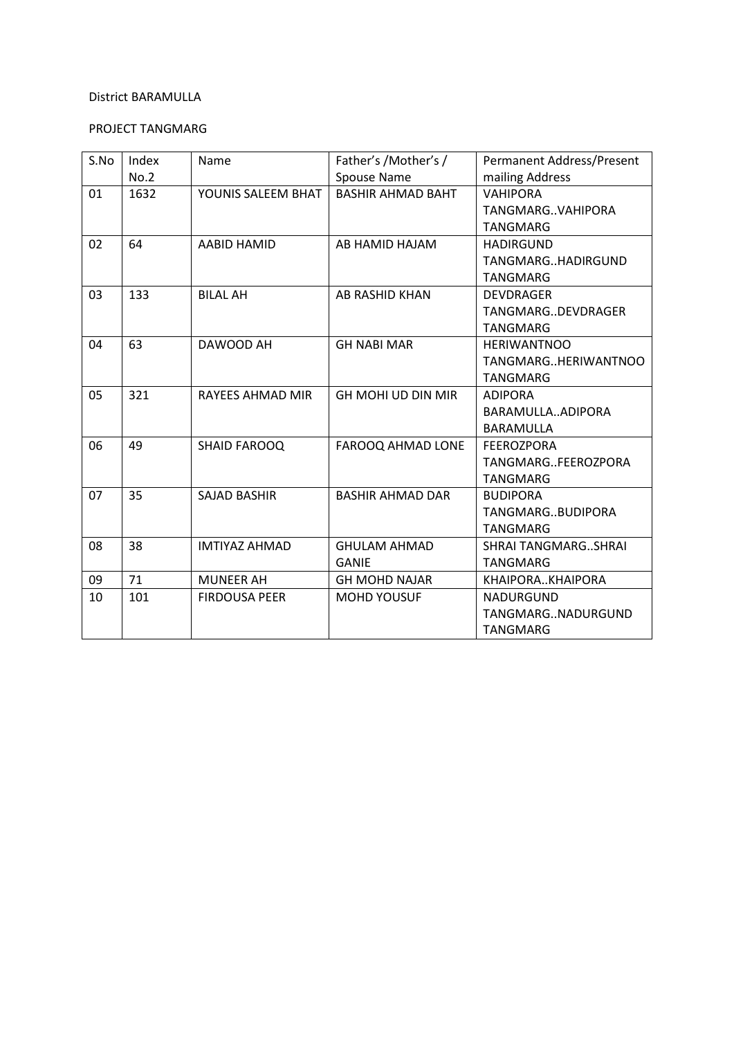District BARAMULLA

PROJECT TANGMARG

| S.No | Index No.2 | Name | Father's /Mother's / Spouse Name | Permanent Address/Present mailing Address |
|---|---|---|---|---|
| 01 | 1632 | YOUNIS SALEEM BHAT | BASHIR AHMAD BAHT | VAHIPORA TANGMARG..VAHIPORA TANGMARG |
| 02 | 64 | AABID HAMID | AB HAMID HAJAM | HADIRGUND TANGMARG..HADIRGUND TANGMARG |
| 03 | 133 | BILAL AH | AB RASHID KHAN | DEVDRAGER TANGMARG..DEVDRAGER TANGMARG |
| 04 | 63 | DAWOOD AH | GH NABI MAR | HERIWANTNOO TANGMARG..HERIWANTNOO TANGMARG |
| 05 | 321 | RAYEES AHMAD MIR | GH MOHI UD DIN MIR | ADIPORA BARAMULLA..ADIPORA BARAMULLA |
| 06 | 49 | SHAID FAROOQ | FAROOQ AHMAD LONE | FEEROZPORA TANGMARG..FEEROZPORA TANGMARG |
| 07 | 35 | SAJAD BASHIR | BASHIR AHMAD DAR | BUDIPORA TANGMARG..BUDIPORA TANGMARG |
| 08 | 38 | IMTIYAZ AHMAD | GHULAM AHMAD GANIE | SHRAI TANGMARG..SHRAI TANGMARG |
| 09 | 71 | MUNEER AH | GH MOHD NAJAR | KHAIPORA..KHAIPORA |
| 10 | 101 | FIRDOUSA PEER | MOHD YOUSUF | NADURGUND TANGMARG..NADURGUND TANGMARG |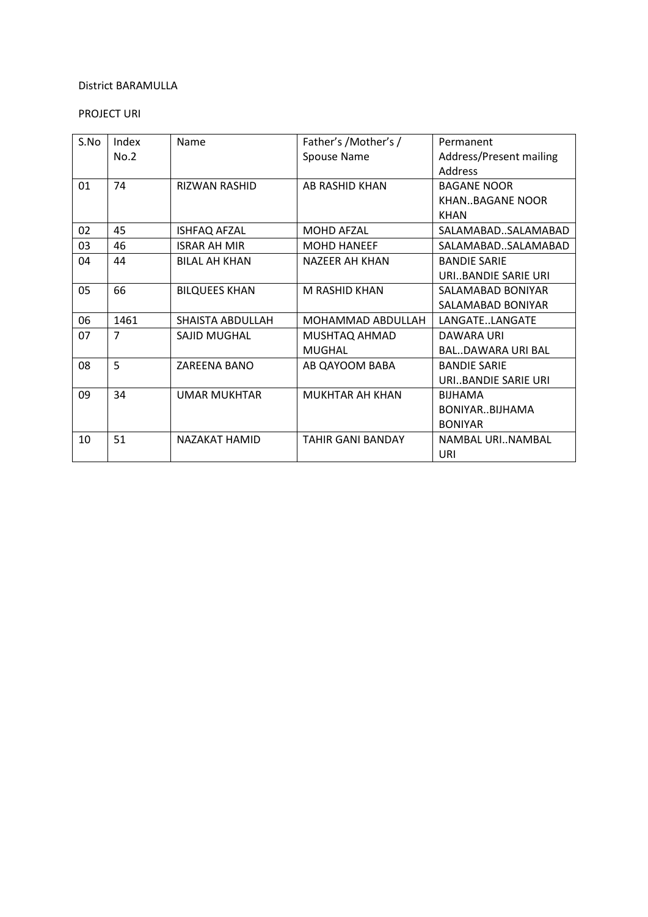District BARAMULLA

PROJECT URI

| S.No | Index No.2 | Name | Father's /Mother's / Spouse Name | Permanent Address/Present mailing Address |
|---|---|---|---|---|
| 01 | 74 | RIZWAN RASHID | AB RASHID KHAN | BAGANE NOOR KHAN..BAGANE NOOR KHAN |
| 02 | 45 | ISHFAQ AFZAL | MOHD AFZAL | SALAMABAD..SALAMABAD |
| 03 | 46 | ISRAR AH MIR | MOHD HANEEF | SALAMABAD..SALAMABAD |
| 04 | 44 | BILAL AH KHAN | NAZEER AH KHAN | BANDIE SARIE URI..BANDIE SARIE URI |
| 05 | 66 | BILQUEES KHAN | M RASHID KHAN | SALAMABAD BONIYAR SALAMABAD BONIYAR |
| 06 | 1461 | SHAISTA ABDULLAH | MOHAMMAD ABDULLAH | LANGATE..LANGATE |
| 07 | 7 | SAJID MUGHAL | MUSHTAQ AHMAD MUGHAL | DAWARA URI BAL..DAWARA URI BAL |
| 08 | 5 | ZAREENA BANO | AB QAYOOM BABA | BANDIE SARIE URI..BANDIE SARIE URI |
| 09 | 34 | UMAR MUKHTAR | MUKHTAR AH KHAN | BIJHAMA BONIYAR..BIJHAMA BONIYAR |
| 10 | 51 | NAZAKAT HAMID | TAHIR GANI BANDAY | NAMBAL URI..NAMBAL URI |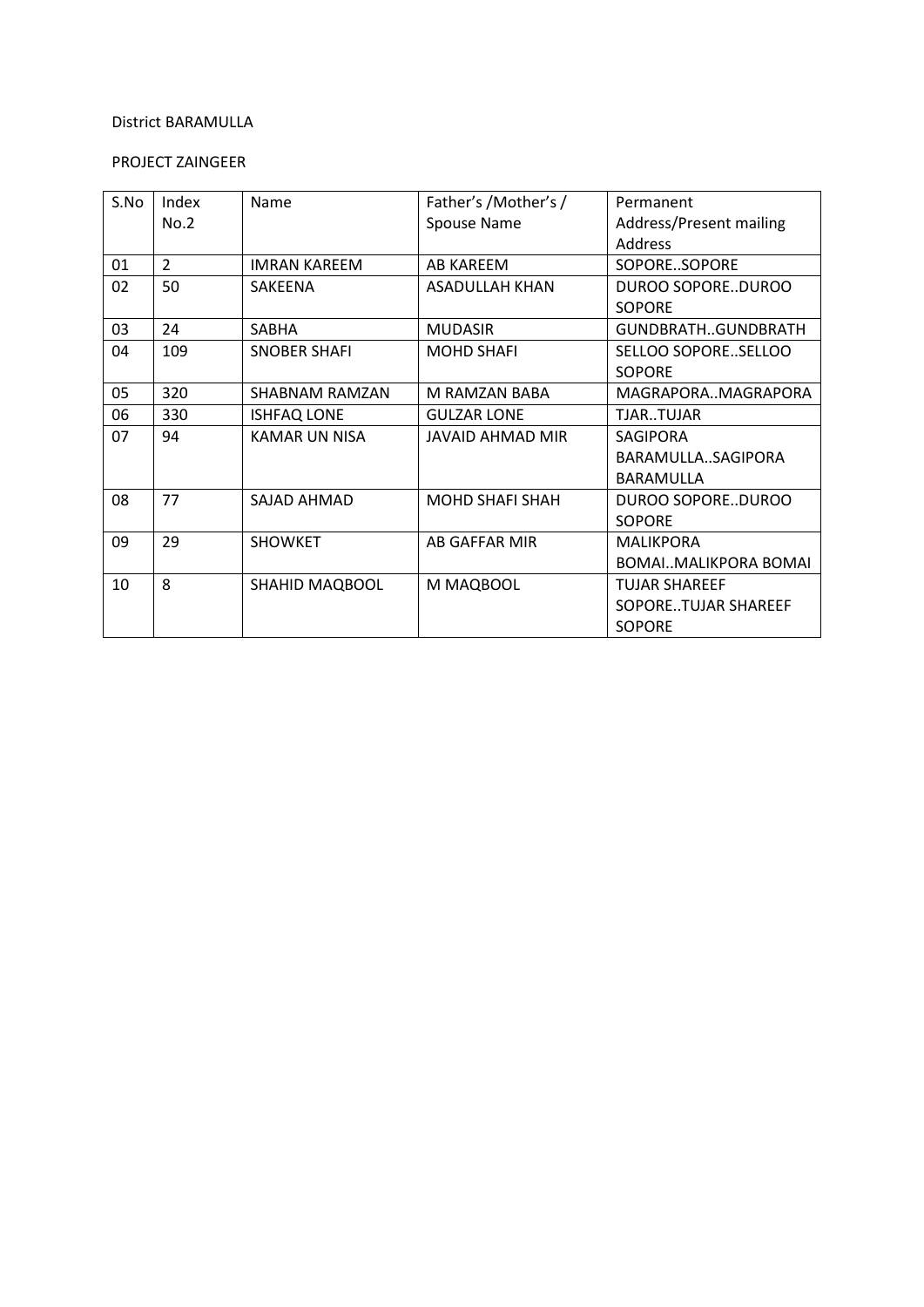District BARAMULLA

PROJECT ZAINGEER

| S.No | Index No.2 | Name | Father's /Mother's / Spouse Name | Permanent Address/Present mailing Address |
|---|---|---|---|---|
| 01 | 2 | IMRAN KAREEM | AB KAREEM | SOPORE..SOPORE |
| 02 | 50 | SAKEENA | ASADULLAH KHAN | DUROO SOPORE..DUROO SOPORE |
| 03 | 24 | SABHA | MUDASIR | GUNDBRATH..GUNDBRATH |
| 04 | 109 | SNOBER SHAFI | MOHD SHAFI | SELLOO SOPORE..SELLOO SOPORE |
| 05 | 320 | SHABNAM RAMZAN | M RAMZAN BABA | MAGRAPORA..MAGRAPORA |
| 06 | 330 | ISHFAQ LONE | GULZAR LONE | TJAR..TUJAR |
| 07 | 94 | KAMAR UN NISA | JAVAID AHMAD MIR | SAGIPORA BARAMULLA..SAGIPORA BARAMULLA |
| 08 | 77 | SAJAD AHMAD | MOHD SHAFI SHAH | DUROO SOPORE..DUROO SOPORE |
| 09 | 29 | SHOWKET | AB GAFFAR MIR | MALIKPORA BOMAI..MALIKPORA BOMAI |
| 10 | 8 | SHAHID MAQBOOL | M MAQBOOL | TUJAR SHAREEF SOPORE..TUJAR SHAREEF SOPORE |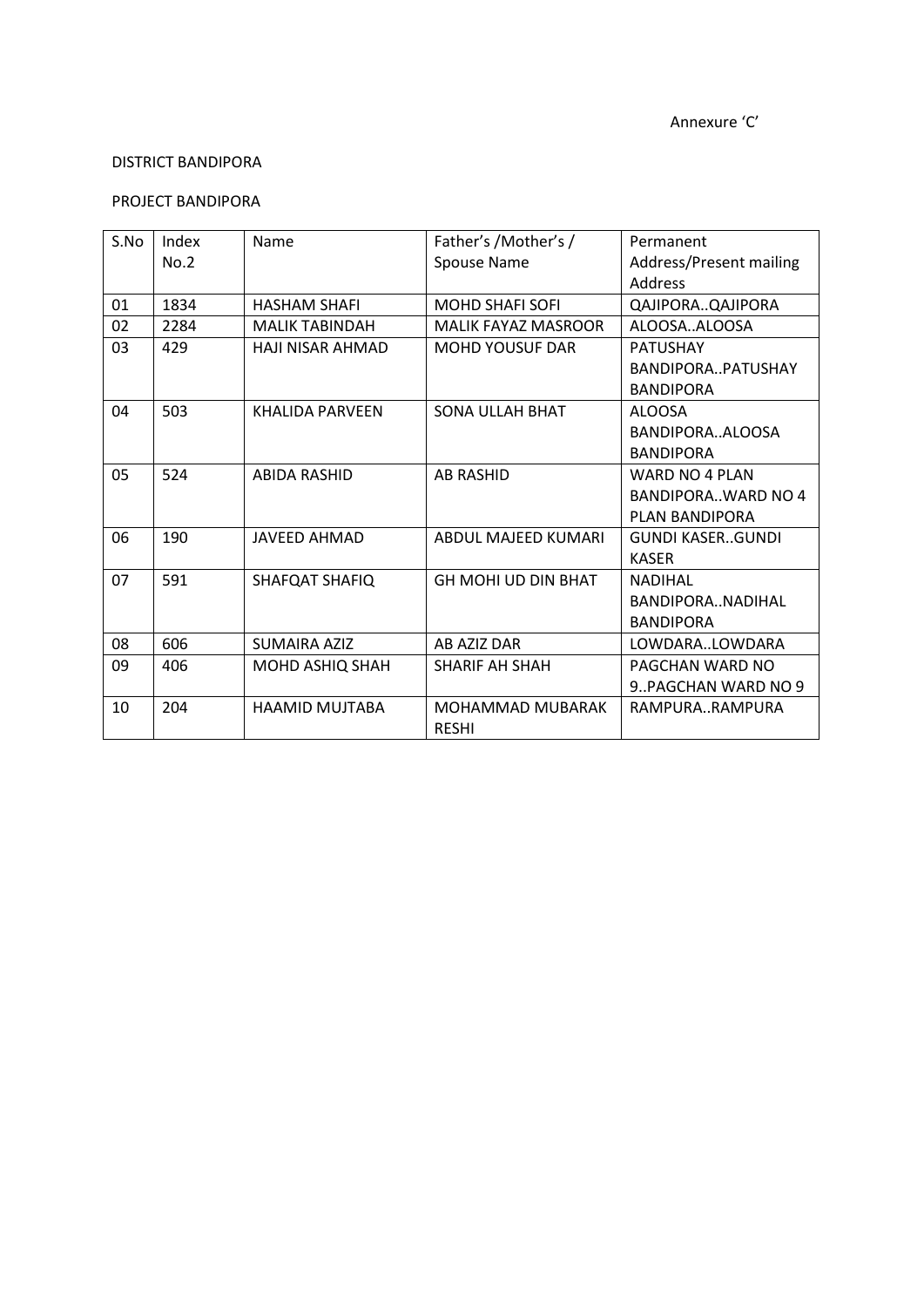Annexure 'C'

DISTRICT BANDIPORA

PROJECT BANDIPORA

| S.No | Index No.2 | Name | Father's /Mother's / Spouse Name | Permanent Address/Present mailing Address |
|---|---|---|---|---|
| 01 | 1834 | HASHAM SHAFI | MOHD SHAFI SOFI | QAJIPORA..QAJIPORA |
| 02 | 2284 | MALIK TABINDAH | MALIK FAYAZ MASROOR | ALOOSA..ALOOSA |
| 03 | 429 | HAJI NISAR AHMAD | MOHD YOUSUF DAR | PATUSHAY BANDIPORA..PATUSHAY BANDIPORA |
| 04 | 503 | KHALIDA PARVEEN | SONA ULLAH BHAT | ALOOSA BANDIPORA..ALOOSA BANDIPORA |
| 05 | 524 | ABIDA RASHID | AB RASHID | WARD NO 4 PLAN BANDIPORA..WARD NO 4 PLAN BANDIPORA |
| 06 | 190 | JAVEED AHMAD | ABDUL MAJEED KUMARI | GUNDI KASER..GUNDI KASER |
| 07 | 591 | SHAFQAT SHAFIQ | GH MOHI UD DIN BHAT | NADIHAL BANDIPORA..NADIHAL BANDIPORA |
| 08 | 606 | SUMAIRA AZIZ | AB AZIZ DAR | LOWDARA..LOWDARA |
| 09 | 406 | MOHD ASHIQ SHAH | SHARIF AH SHAH | PAGCHAN WARD NO 9..PAGCHAN WARD NO 9 |
| 10 | 204 | HAAMID MUJTABA | MOHAMMAD MUBARAK RESHI | RAMPURA..RAMPURA |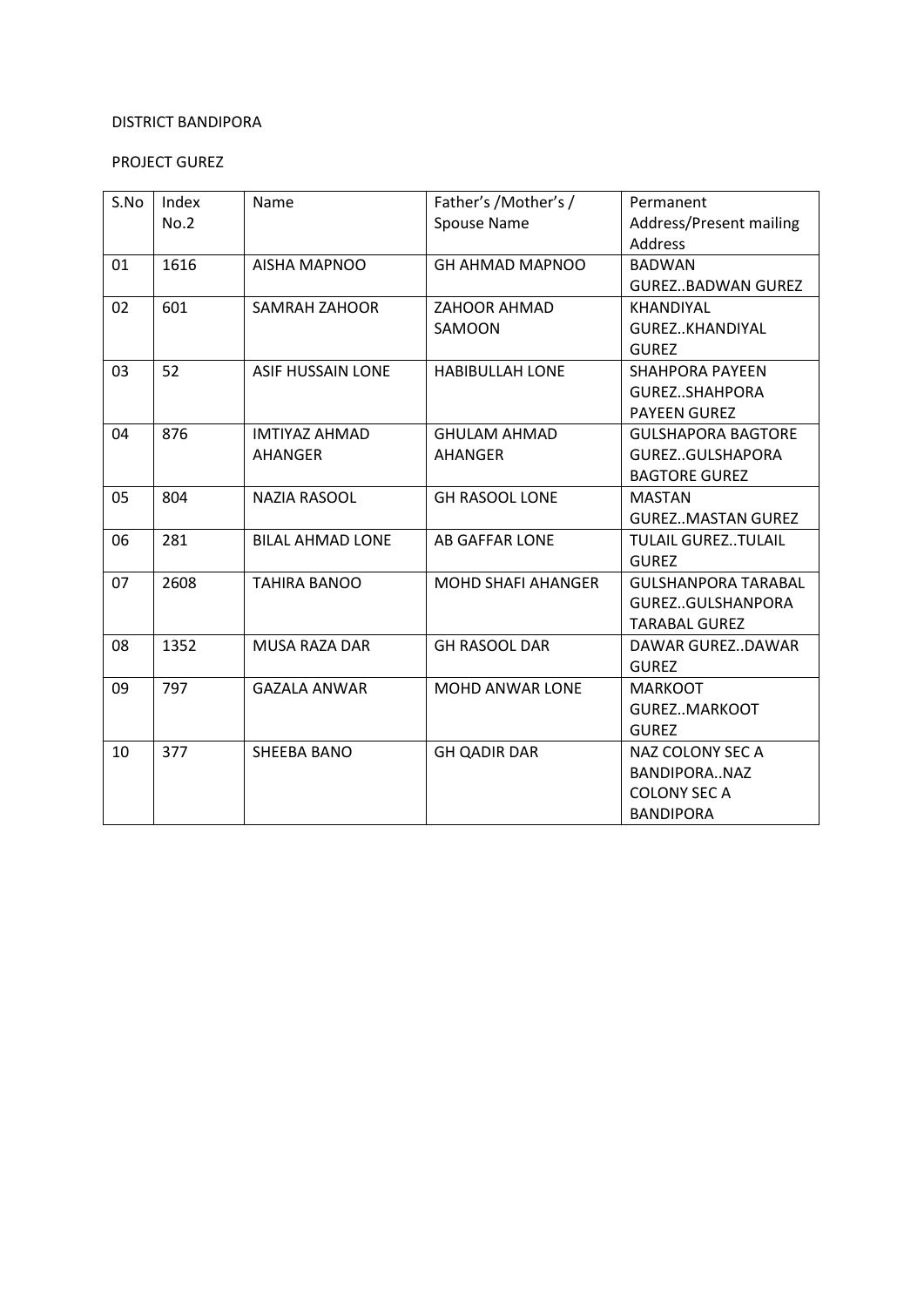DISTRICT BANDIPORA

PROJECT GUREZ

| S.No | Index No.2 | Name | Father's /Mother's / Spouse Name | Permanent Address/Present mailing Address |
|---|---|---|---|---|
| 01 | 1616 | AISHA MAPNOO | GH AHMAD MAPNOO | BADWAN GUREZ..BADWAN GUREZ |
| 02 | 601 | SAMRAH ZAHOOR | ZAHOOR AHMAD SAMOON | KHANDIYAL GUREZ..KHANDIYAL GUREZ |
| 03 | 52 | ASIF HUSSAIN LONE | HABIBULLAH LONE | SHAHPORA PAYEEN GUREZ..SHAHPORA PAYEEN GUREZ |
| 04 | 876 | IMTIYAZ AHMAD AHANGER | GHULAM AHMAD AHANGER | GULSHAPORA BAGTORE GUREZ..GULSHAPORA BAGTORE GUREZ |
| 05 | 804 | NAZIA RASOOL | GH RASOOL LONE | MASTAN GUREZ..MASTAN GUREZ |
| 06 | 281 | BILAL AHMAD LONE | AB GAFFAR LONE | TULAIL GUREZ..TULAIL GUREZ |
| 07 | 2608 | TAHIRA BANOO | MOHD SHAFI AHANGER | GULSHANPORA TARABAL GUREZ..GULSHANPORA TARABAL GUREZ |
| 08 | 1352 | MUSA RAZA DAR | GH RASOOL DAR | DAWAR GUREZ..DAWAR GUREZ |
| 09 | 797 | GAZALA ANWAR | MOHD ANWAR LONE | MARKOOT GUREZ..MARKOOT GUREZ |
| 10 | 377 | SHEEBA BANO | GH QADIR DAR | NAZ COLONY SEC A BANDIPORA..NAZ COLONY SEC A BANDIPORA |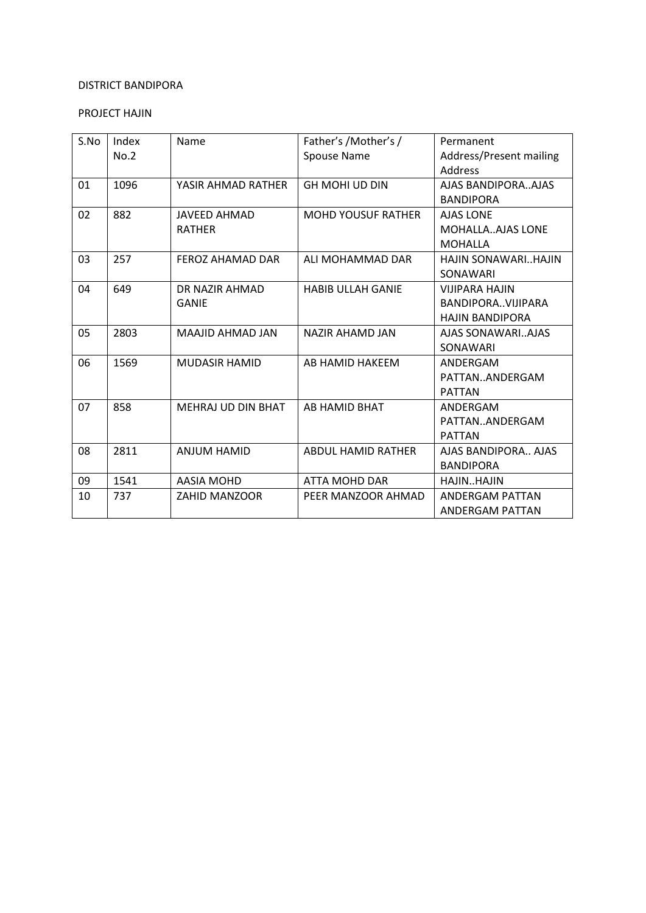DISTRICT BANDIPORA

PROJECT HAJIN

| S.No | Index No.2 | Name | Father's /Mother's / Spouse Name | Permanent Address/Present mailing Address |
|---|---|---|---|---|
| 01 | 1096 | YASIR AHMAD RATHER | GH MOHI UD DIN | AJAS BANDIPORA..AJAS BANDIPORA |
| 02 | 882 | JAVEED AHMAD RATHER | MOHD YOUSUF RATHER | AJAS LONE MOHALLA..AJAS LONE MOHALLA |
| 03 | 257 | FEROZ AHAMAD DAR | ALI MOHAMMAD DAR | HAJIN SONAWARI..HAJIN SONAWARI |
| 04 | 649 | DR NAZIR AHMAD GANIE | HABIB ULLAH GANIE | VIJIPARA HAJIN BANDIPORA..VIJIPARA HAJIN BANDIPORA |
| 05 | 2803 | MAAJID AHMAD JAN | NAZIR AHAMD JAN | AJAS SONAWARI..AJAS SONAWARI |
| 06 | 1569 | MUDASIR HAMID | AB HAMID HAKEEM | ANDERGAM PATTAN..ANDERGAM PATTAN |
| 07 | 858 | MEHRAJ UD DIN BHAT | AB HAMID BHAT | ANDERGAM PATTAN..ANDERGAM PATTAN |
| 08 | 2811 | ANJUM HAMID | ABDUL HAMID RATHER | AJAS BANDIPORA.. AJAS BANDIPORA |
| 09 | 1541 | AASIA MOHD | ATTA MOHD DAR | HAJIN..HAJIN |
| 10 | 737 | ZAHID MANZOOR | PEER MANZOOR AHMAD | ANDERGAM PATTAN ANDERGAM PATTAN |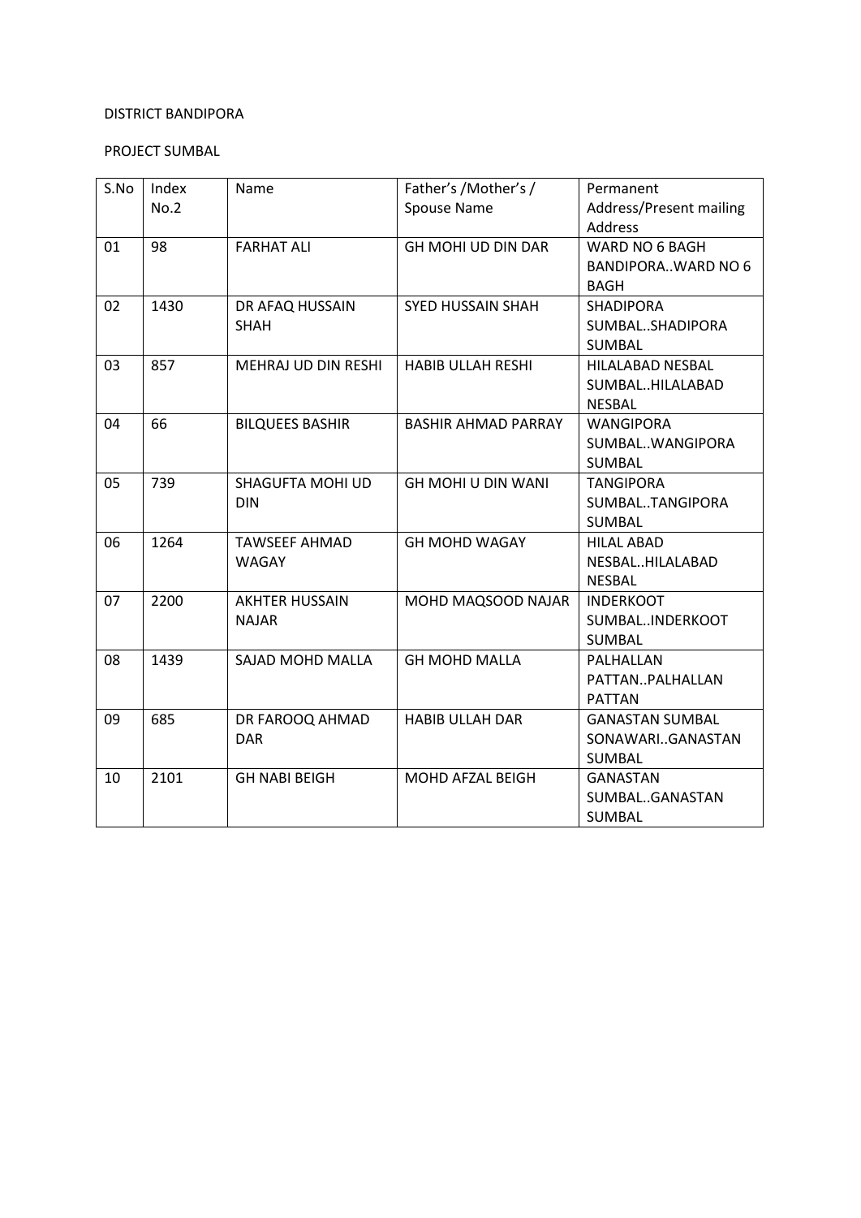DISTRICT BANDIPORA

PROJECT SUMBAL

| S.No | Index No.2 | Name | Father's /Mother's / Spouse Name | Permanent Address/Present mailing Address |
|---|---|---|---|---|
| 01 | 98 | FARHAT ALI | GH MOHI UD DIN DAR | WARD NO 6 BAGH BANDIPORA..WARD NO 6 BAGH |
| 02 | 1430 | DR AFAQ HUSSAIN SHAH | SYED HUSSAIN SHAH | SHADIPORA SUMBAL..SHADIPORA SUMBAL |
| 03 | 857 | MEHRAJ UD DIN RESHI | HABIB ULLAH RESHI | HILALABAD NESBAL SUMBAL..HILALABAD NESBAL |
| 04 | 66 | BILQUEES BASHIR | BASHIR AHMAD PARRAY | WANGIPORA SUMBAL..WANGIPORA SUMBAL |
| 05 | 739 | SHAGUFTA MOHI UD DIN | GH MOHI U DIN WANI | TANGIPORA SUMBAL..TANGIPORA SUMBAL |
| 06 | 1264 | TAWSEEF AHMAD WAGAY | GH MOHD WAGAY | HILAL ABAD NESBAL..HILALABAD NESBAL |
| 07 | 2200 | AKHTER HUSSAIN NAJAR | MOHD MAQSOOD NAJAR | INDERKOOT SUMBAL..INDERKOOT SUMBAL |
| 08 | 1439 | SAJAD MOHD MALLA | GH MOHD MALLA | PALHALLAN PATTAN..PALHALLAN PATTAN |
| 09 | 685 | DR FAROOQ AHMAD DAR | HABIB ULLAH DAR | GANASTAN SUMBAL SONAWARI..GANASTAN SUMBAL |
| 10 | 2101 | GH NABI BEIGH | MOHD AFZAL BEIGH | GANASTAN SUMBAL..GANASTAN SUMBAL |